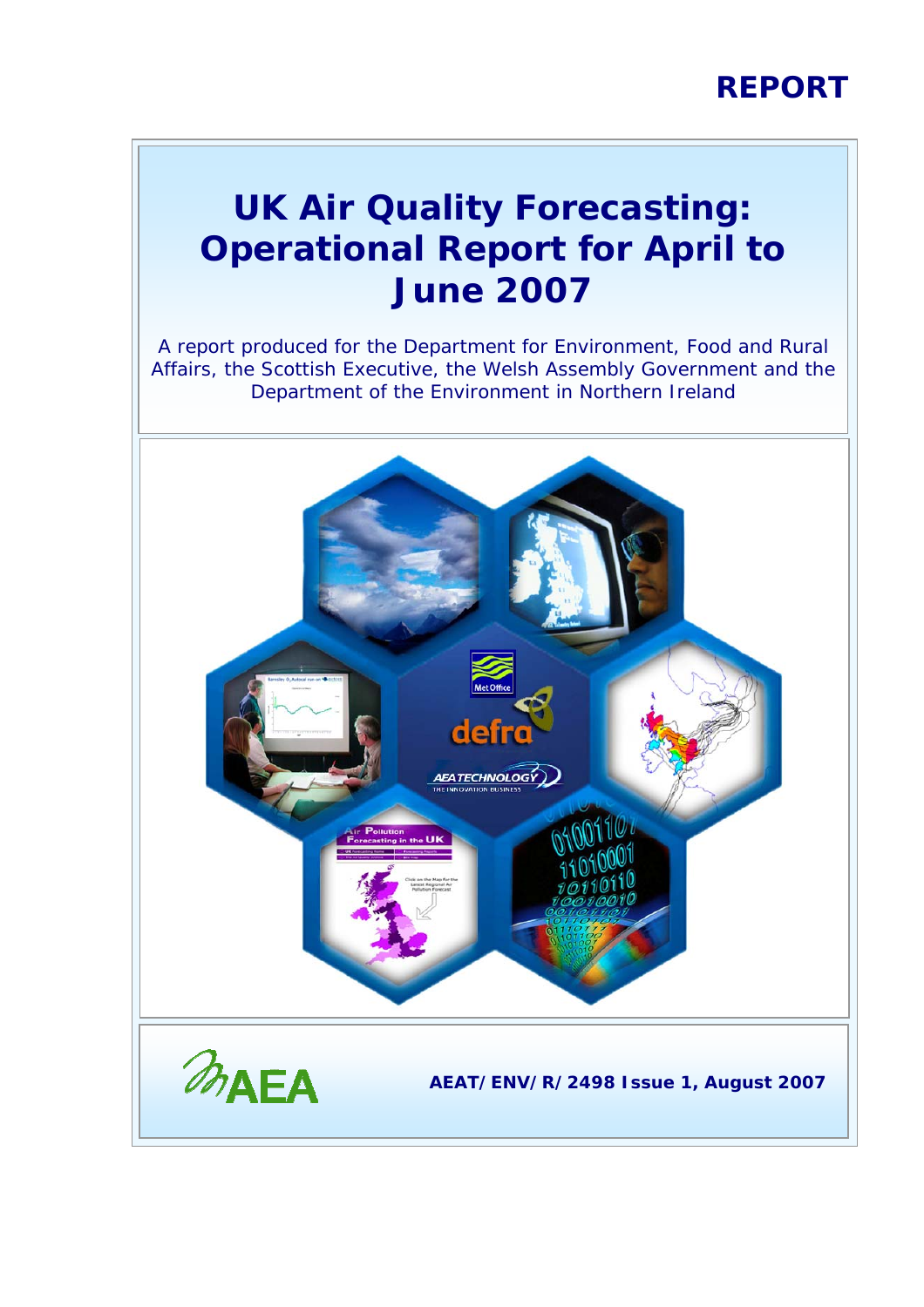REPORT

# UK Air Quality Forecasting: Operational Report for April to June 2007

A report produced for the Department for Environment, Food and Rural Affairs, the Scottish Executive, the Welsh Assembly Government and the Department of the Environment in Northern Ireland

AEA

**AEAT/ENV/R/2498 Issue 1, August 2007**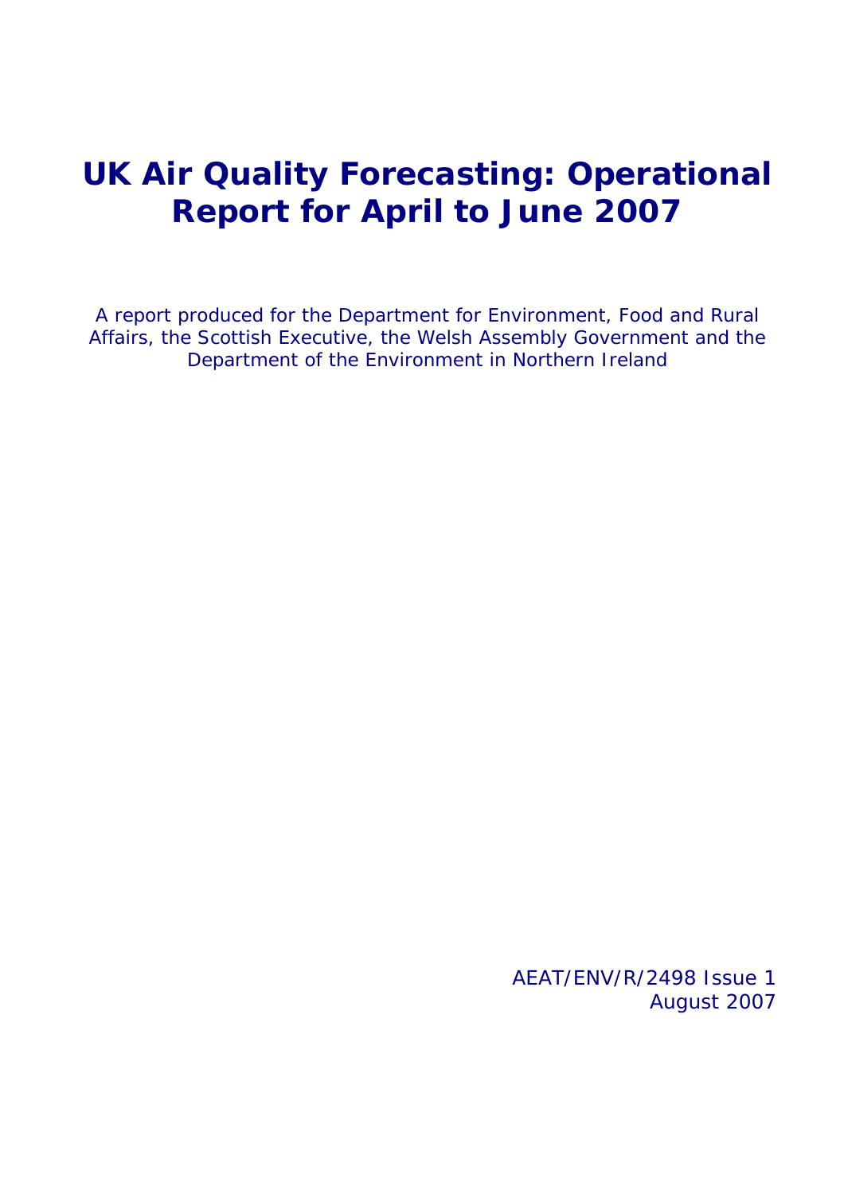# UK Air Quality Forecasting: Operational Report for April to June 2007

A report produced for the Department for Environment, Food and Rural Affairs, the Scottish Executive, the Welsh Assembly Government and the Department of the Environment in Northern Ireland

AEAT/ENV/R/2498 Issue 1
August 2007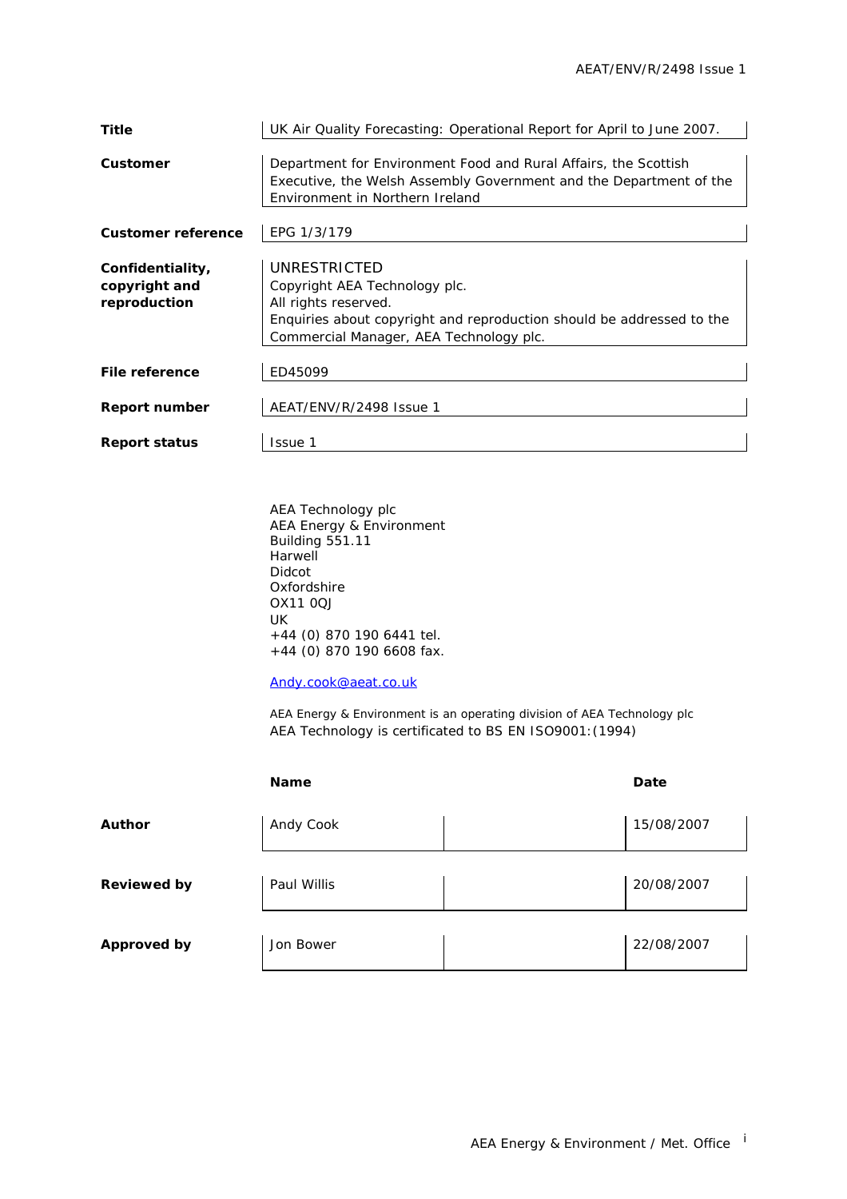| | |
|---|---|
| **Title** | UK Air Quality Forecasting: Operational Report for April to June 2007. |
| **Customer** | Department for Environment Food and Rural Affairs, the Scottish Executive, the Welsh Assembly Government and the Department of the Environment in Northern Ireland |
| **Customer reference** | EPG 1/3/179 |
| **Confidentiality, copyright and reproduction** | UNRESTRICTED<br>Copyright AEA Technology plc.<br>All rights reserved.<br>Enquiries about copyright and reproduction should be addressed to the Commercial Manager, AEA Technology plc. |
| **File reference** | ED45099 |
| **Report number** | AEAT/ENV/R/2498 Issue 1 |
| **Report status** | Issue 1 |

AEA Technology plc
AEA Energy & Environment
Building 551.11
Harwell
Didcot
Oxfordshire
OX11 0QJ
UK
+44 (0) 870 190 6441 tel.
+44 (0) 870 190 6608 fax.

Andy.cook@aeat.co.uk

AEA Energy & Environment is an operating division of AEA Technology plc
AEA Technology is certificated to BS EN ISO9001:(1994)

| | Name | | Date |
|---|---|---|---|
| **Author** | Andy Cook | | 15/08/2007 |
| **Reviewed by** | Paul Willis | | 20/08/2007 |
| **Approved by** | Jon Bower | | 22/08/2007 |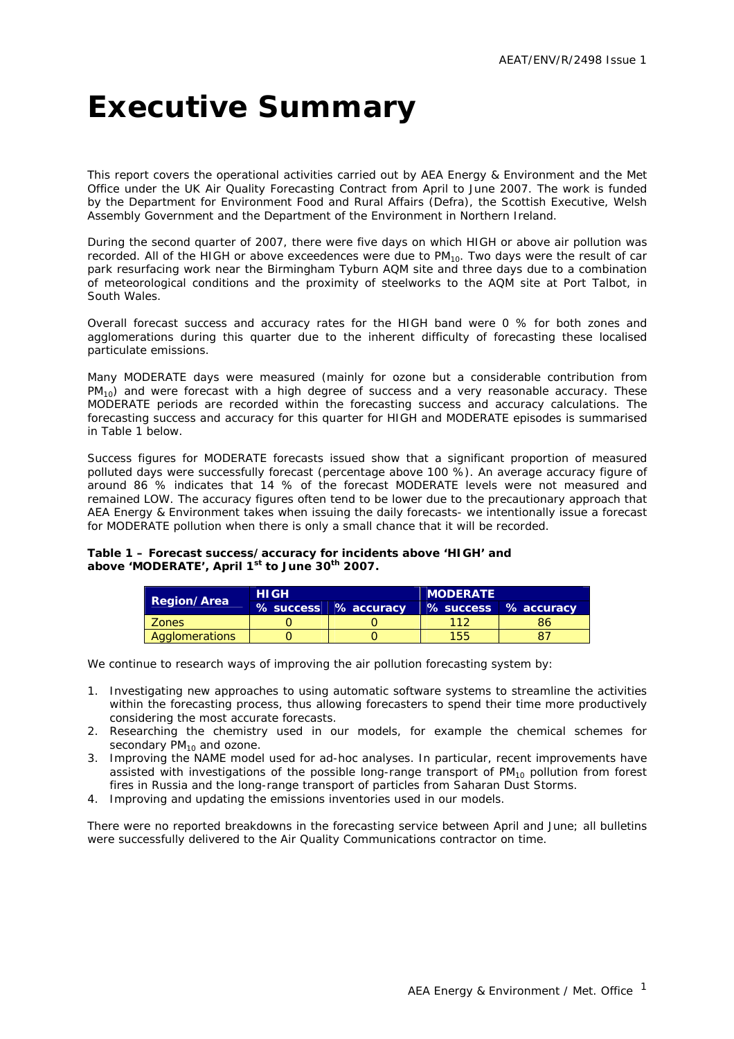# Executive Summary

This report covers the operational activities carried out by AEA Energy & Environment and the Met Office under the UK Air Quality Forecasting Contract from April to June 2007. The work is funded by the Department for Environment Food and Rural Affairs (Defra), the Scottish Executive, Welsh Assembly Government and the Department of the Environment in Northern Ireland.

During the second quarter of 2007, there were five days on which HIGH or above air pollution was recorded. All of the HIGH or above exceedences were due to $PM_{10}$. Two days were the result of car park resurfacing work near the Birmingham Tyburn AQM site and three days due to a combination of meteorological conditions and the proximity of steelworks to the AQM site at Port Talbot, in South Wales.

Overall forecast success and accuracy rates for the HIGH band were 0 % for both zones and agglomerations during this quarter due to the inherent difficulty of forecasting these localised particulate emissions.

Many MODERATE days were measured (mainly for ozone but a considerable contribution from $PM_{10}$) and were forecast with a high degree of success and a very reasonable accuracy. These MODERATE periods are recorded within the forecasting success and accuracy calculations. The forecasting success and accuracy for this quarter for HIGH and MODERATE episodes is summarised in Table 1 below.

Success figures for MODERATE forecasts issued show that a significant proportion of measured polluted days were successfully forecast (percentage above 100 %). An average accuracy figure of around 86 % indicates that 14 % of the forecast MODERATE levels were not measured and remained LOW. The accuracy figures often tend to be lower due to the precautionary approach that AEA Energy & Environment takes when issuing the daily forecasts- we intentionally issue a forecast for MODERATE pollution when there is only a small chance that it will be recorded.

**Table 1 – Forecast success/accuracy for incidents above 'HIGH' and above 'MODERATE', April 1st to June 30th 2007.**

| Region/Area | HIGH | | MODERATE | |
|---|---|---|---|---|
| | % success | % accuracy | % success | % accuracy |
| Zones | 0 | 0 | 112 | 86 |
| Agglomerations | 0 | 0 | 155 | 87 |

We continue to research ways of improving the air pollution forecasting system by:

1. Investigating new approaches to using automatic software systems to streamline the activities within the forecasting process, thus allowing forecasters to spend their time more productively considering the most accurate forecasts.
2. Researching the chemistry used in our models, for example the chemical schemes for secondary $PM_{10}$ and ozone.
3. Improving the NAME model used for ad-hoc analyses. In particular, recent improvements have assisted with investigations of the possible long-range transport of $PM_{10}$ pollution from forest fires in Russia and the long-range transport of particles from Saharan Dust Storms.
4. Improving and updating the emissions inventories used in our models.

There were no reported breakdowns in the forecasting service between April and June; all bulletins were successfully delivered to the Air Quality Communications contractor on time.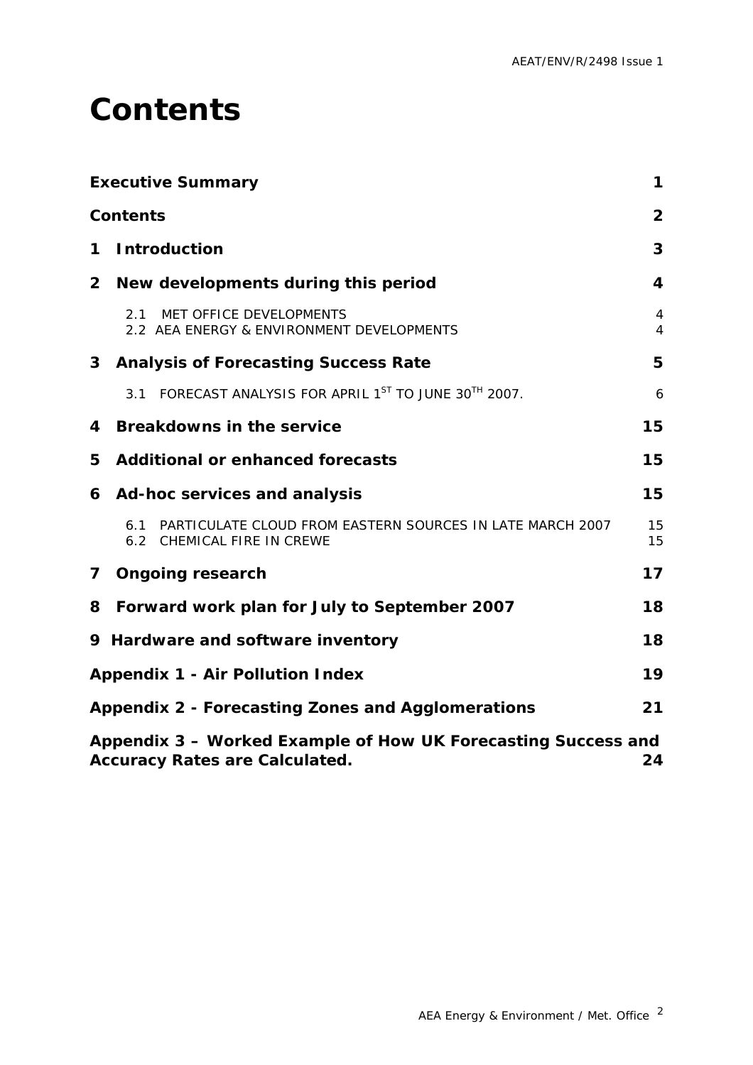# Contents

| | |
|---|---|
| **Executive Summary** | **1** |
| **Contents** | **2** |
| **1 Introduction** | **3** |
| **2 New developments during this period** | **4** |
| 2.1 MET OFFICE DEVELOPMENTS | 4 |
| 2.2 AEA ENERGY & ENVIRONMENT DEVELOPMENTS | 4 |
| **3 Analysis of Forecasting Success Rate** | **5** |
| 3.1 FORECAST ANALYSIS FOR APRIL 1ST TO JUNE 30TH 2007. | 6 |
| **4 Breakdowns in the service** | **15** |
| **5 Additional or enhanced forecasts** | **15** |
| **6 Ad-hoc services and analysis** | **15** |
| 6.1 PARTICULATE CLOUD FROM EASTERN SOURCES IN LATE MARCH 2007 | 15 |
| 6.2 CHEMICAL FIRE IN CREWE | 15 |
| **7 Ongoing research** | **17** |
| **8 Forward work plan for July to September 2007** | **18** |
| **9 Hardware and software inventory** | **18** |
| **Appendix 1 - Air Pollution Index** | **19** |
| **Appendix 2 - Forecasting Zones and Agglomerations** | **21** |
| **Appendix 3 – Worked Example of How UK Forecasting Success and Accuracy Rates are Calculated.** | **24** |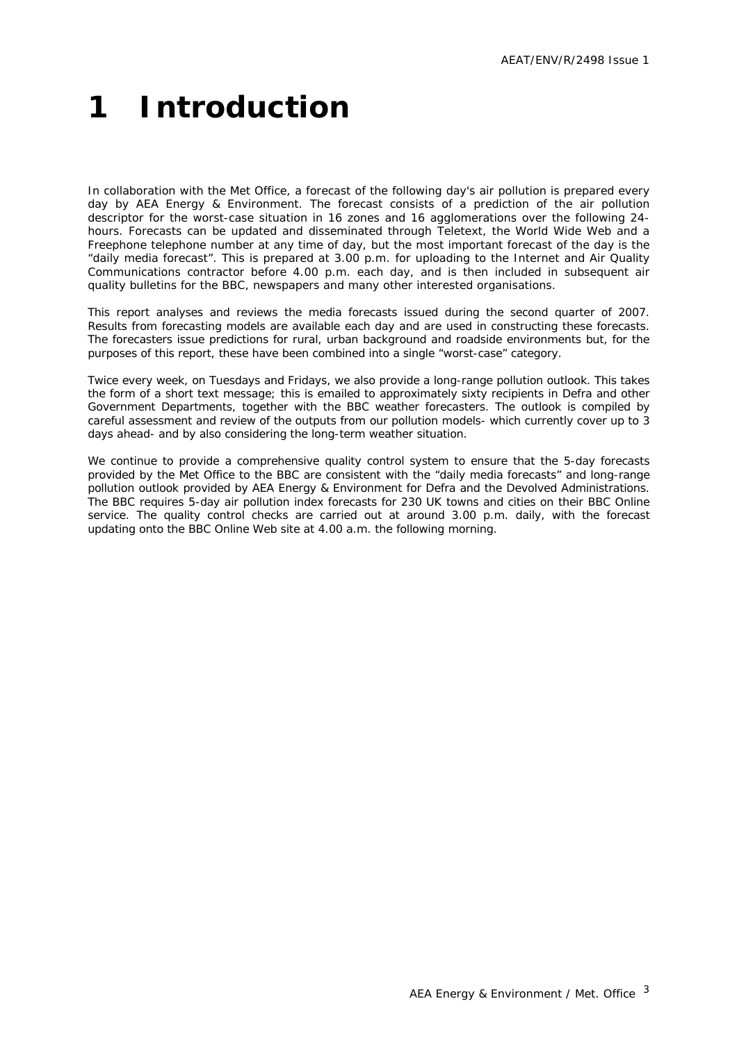# 1 Introduction

In collaboration with the Met Office, a forecast of the following day's air pollution is prepared every day by AEA Energy & Environment. The forecast consists of a prediction of the air pollution descriptor for the worst-case situation in 16 zones and 16 agglomerations over the following 24-hours. Forecasts can be updated and disseminated through Teletext, the World Wide Web and a Freephone telephone number at any time of day, but the most important forecast of the day is the "daily media forecast". This is prepared at 3.00 p.m. for uploading to the Internet and Air Quality Communications contractor before 4.00 p.m. each day, and is then included in subsequent air quality bulletins for the BBC, newspapers and many other interested organisations.

This report analyses and reviews the media forecasts issued during the second quarter of 2007. Results from forecasting models are available each day and are used in constructing these forecasts. The forecasters issue predictions for rural, urban background and roadside environments but, for the purposes of this report, these have been combined into a single "worst-case" category.

Twice every week, on Tuesdays and Fridays, we also provide a long-range pollution outlook. This takes the form of a short text message; this is emailed to approximately sixty recipients in Defra and other Government Departments, together with the BBC weather forecasters. The outlook is compiled by careful assessment and review of the outputs from our pollution models- which currently cover up to 3 days ahead- and by also considering the long-term weather situation.

We continue to provide a comprehensive quality control system to ensure that the 5-day forecasts provided by the Met Office to the BBC are consistent with the "daily media forecasts" and long-range pollution outlook provided by AEA Energy & Environment for Defra and the Devolved Administrations. The BBC requires 5-day air pollution index forecasts for 230 UK towns and cities on their BBC Online service. The quality control checks are carried out at around 3.00 p.m. daily, with the forecast updating onto the BBC Online Web site at 4.00 a.m. the following morning.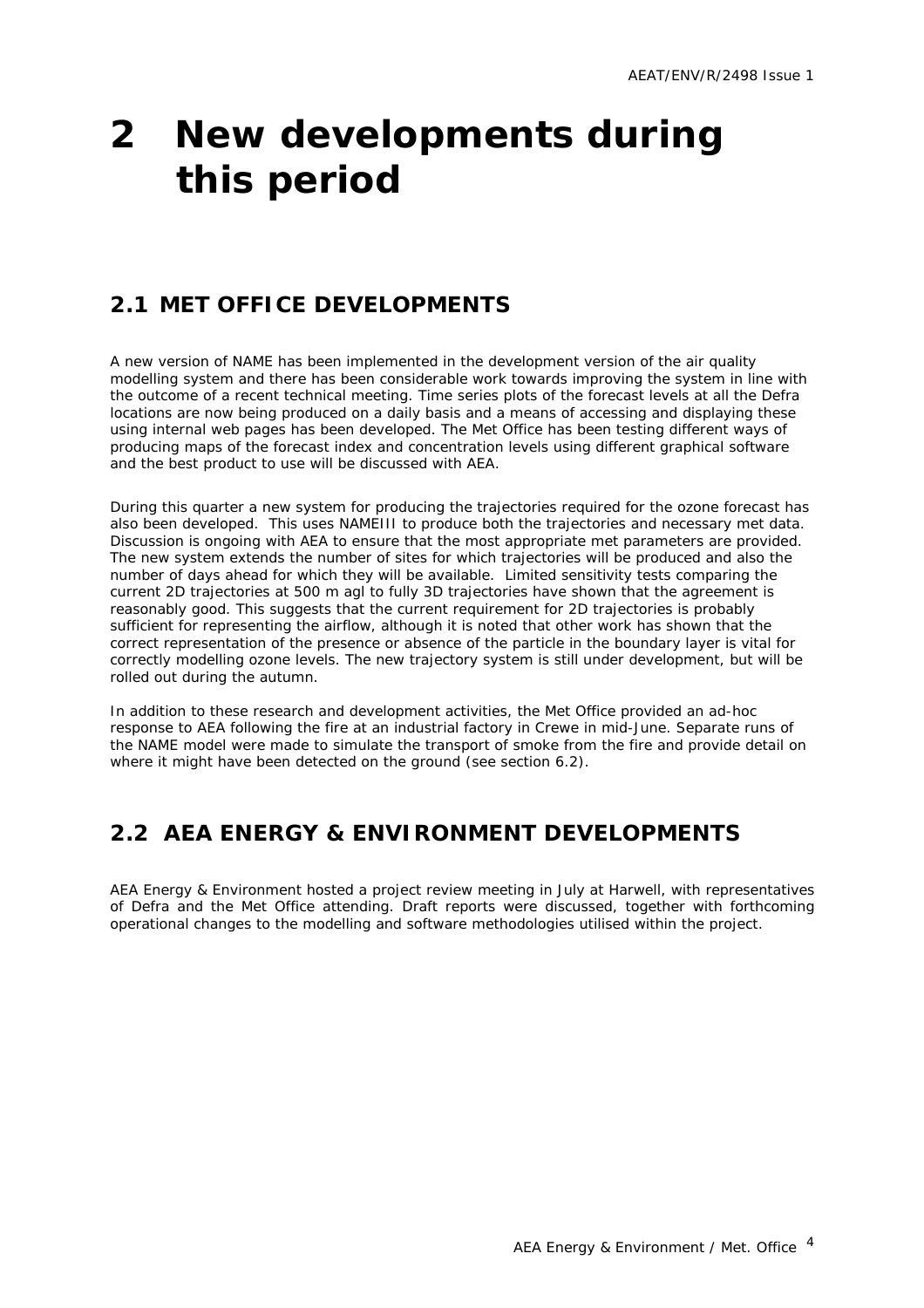# 2 New developments during this period

## 2.1 MET OFFICE DEVELOPMENTS

A new version of NAME has been implemented in the development version of the air quality modelling system and there has been considerable work towards improving the system in line with the outcome of a recent technical meeting. Time series plots of the forecast levels at all the Defra locations are now being produced on a daily basis and a means of accessing and displaying these using internal web pages has been developed. The Met Office has been testing different ways of producing maps of the forecast index and concentration levels using different graphical software and the best product to use will be discussed with AEA.

During this quarter a new system for producing the trajectories required for the ozone forecast has also been developed. This uses NAMEIII to produce both the trajectories and necessary met data. Discussion is ongoing with AEA to ensure that the most appropriate met parameters are provided. The new system extends the number of sites for which trajectories will be produced and also the number of days ahead for which they will be available. Limited sensitivity tests comparing the current 2D trajectories at 500 m agl to fully 3D trajectories have shown that the agreement is reasonably good. This suggests that the current requirement for 2D trajectories is probably sufficient for representing the airflow, although it is noted that other work has shown that the correct representation of the presence or absence of the particle in the boundary layer is vital for correctly modelling ozone levels. The new trajectory system is still under development, but will be rolled out during the autumn.

In addition to these research and development activities, the Met Office provided an ad-hoc response to AEA following the fire at an industrial factory in Crewe in mid-June. Separate runs of the NAME model were made to simulate the transport of smoke from the fire and provide detail on where it might have been detected on the ground (see section 6.2).

## 2.2 AEA ENERGY & ENVIRONMENT DEVELOPMENTS

AEA Energy & Environment hosted a project review meeting in July at Harwell, with representatives of Defra and the Met Office attending. Draft reports were discussed, together with forthcoming operational changes to the modelling and software methodologies utilised within the project.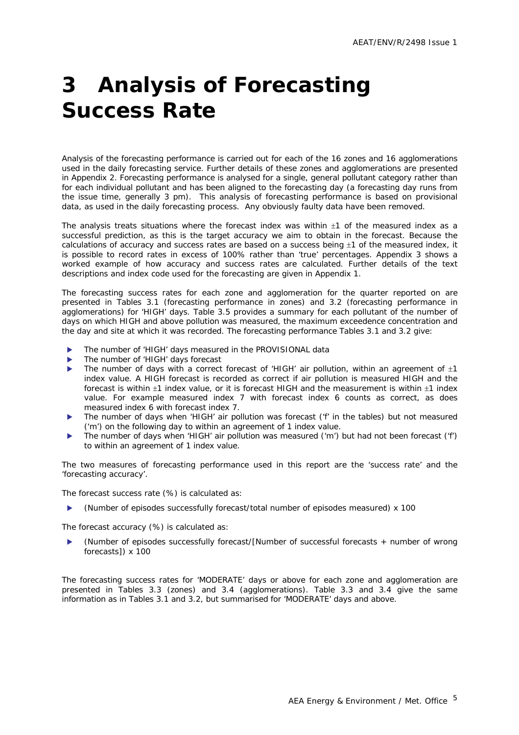# 3 Analysis of Forecasting Success Rate

Analysis of the forecasting performance is carried out for each of the 16 zones and 16 agglomerations used in the daily forecasting service. Further details of these zones and agglomerations are presented in Appendix 2. Forecasting performance is analysed for a single, general pollutant category rather than for each individual pollutant and has been aligned to the forecasting day (a forecasting day runs from the issue time, generally 3 pm). This analysis of forecasting performance is based on provisional data, as used in the daily forecasting process. Any obviously faulty data have been removed.

The analysis treats situations where the forecast index was within ±1 of the measured index as a successful prediction, as this is the target accuracy we aim to obtain in the forecast. Because the calculations of accuracy and success rates are based on a success being ±1 of the measured index, it is possible to record rates in excess of 100% rather than 'true' percentages. Appendix 3 shows a worked example of how accuracy and success rates are calculated. Further details of the text descriptions and index code used for the forecasting are given in Appendix 1.

The forecasting success rates for each zone and agglomeration for the quarter reported on are presented in Tables 3.1 (forecasting performance in zones) and 3.2 (forecasting performance in agglomerations) for 'HIGH' days. Table 3.5 provides a summary for each pollutant of the number of days on which HIGH and above pollution was measured, the maximum exceedence concentration and the day and site at which it was recorded. The forecasting performance Tables 3.1 and 3.2 give:

- The number of 'HIGH' days measured in the PROVISIONAL data
- The number of 'HIGH' days forecast
- The number of days with a correct forecast of 'HIGH' air pollution, within an agreement of ±1 index value. A HIGH forecast is recorded as correct if air pollution is measured HIGH and the forecast is within ±1 index value, or it is forecast HIGH and the measurement is within ±1 index value. For example measured index 7 with forecast index 6 counts as correct, as does measured index 6 with forecast index 7.
- The number of days when 'HIGH' air pollution was forecast ('f' in the tables) but not measured ('m') on the following day to within an agreement of 1 index value.
- The number of days when 'HIGH' air pollution was measured ('m') but had not been forecast ('f') to within an agreement of 1 index value.

The two measures of forecasting performance used in this report are the 'success rate' and the 'forecasting accuracy'.

The forecast success rate (%) is calculated as:

- (Number of episodes successfully forecast/total number of episodes measured) x 100

The forecast accuracy (%) is calculated as:

- (Number of episodes successfully forecast/[Number of successful forecasts + number of wrong forecasts]) x 100

The forecasting success rates for 'MODERATE' days or above for each zone and agglomeration are presented in Tables 3.3 (zones) and 3.4 (agglomerations). Table 3.3 and 3.4 give the same information as in Tables 3.1 and 3.2, but summarised for 'MODERATE' days and above.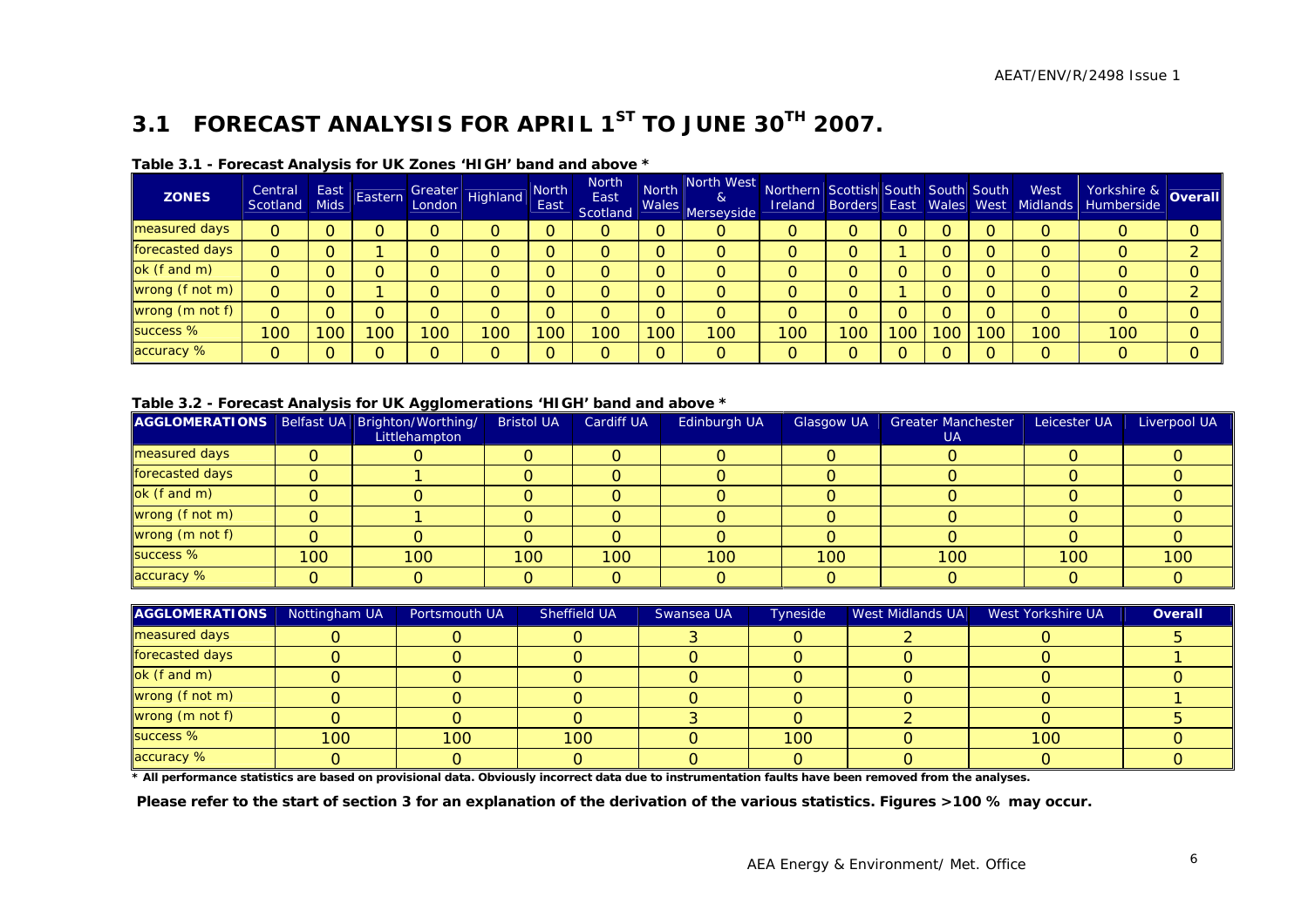## 3.1 FORECAST ANALYSIS FOR APRIL 1$^{ST}$ TO JUNE 30$^{TH}$ 2007.

**Table 3.1 - Forecast Analysis for UK Zones 'HIGH' band and above \***

| ZONES | Central Scotland | East Mids | Eastern | Greater London | Highland | North East | North East Scotland | North Wales | North West & Merseyside | Northern Ireland | Scottish Borders | South East | South Wales | South West | West Midlands | Yorkshire & Humberside | Overall |
|---|---|---|---|---|---|---|---|---|---|---|---|---|---|---|---|---|---|
| measured days | 0 | 0 | 0 | 0 | 0 | 0 | 0 | 0 | 0 | 0 | 0 | 0 | 0 | 0 | 0 | 0 | 0 |
| forecasted days | 0 | 0 | 1 | 0 | 0 | 0 | 0 | 0 | 0 | 0 | 0 | 1 | 0 | 0 | 0 | 0 | 2 |
| ok (f and m) | 0 | 0 | 0 | 0 | 0 | 0 | 0 | 0 | 0 | 0 | 0 | 0 | 0 | 0 | 0 | 0 | 0 |
| wrong (f not m) | 0 | 0 | 1 | 0 | 0 | 0 | 0 | 0 | 0 | 0 | 0 | 1 | 0 | 0 | 0 | 0 | 2 |
| wrong (m not f) | 0 | 0 | 0 | 0 | 0 | 0 | 0 | 0 | 0 | 0 | 0 | 0 | 0 | 0 | 0 | 0 | 0 |
| success % | 100 | 100 | 100 | 100 | 100 | 100 | 100 | 100 | 100 | 100 | 100 | 100 | 100 | 100 | 100 | 100 | 0 |
| accuracy % | 0 | 0 | 0 | 0 | 0 | 0 | 0 | 0 | 0 | 0 | 0 | 0 | 0 | 0 | 0 | 0 | 0 |

**Table 3.2 - Forecast Analysis for UK Agglomerations 'HIGH' band and above \***

| AGGLOMERATIONS | Belfast UA | Brighton/Worthing/ Littlehampton | Bristol UA | Cardiff UA | Edinburgh UA | Glasgow UA | Greater Manchester UA | Leicester UA | Liverpool UA |
|---|---|---|---|---|---|---|---|---|---|
| measured days | 0 | 0 | 0 | 0 | 0 | 0 | 0 | 0 | 0 |
| forecasted days | 0 | 1 | 0 | 0 | 0 | 0 | 0 | 0 | 0 |
| ok (f and m) | 0 | 0 | 0 | 0 | 0 | 0 | 0 | 0 | 0 |
| wrong (f not m) | 0 | 1 | 0 | 0 | 0 | 0 | 0 | 0 | 0 |
| wrong (m not f) | 0 | 0 | 0 | 0 | 0 | 0 | 0 | 0 | 0 |
| success % | 100 | 100 | 100 | 100 | 100 | 100 | 100 | 100 | 100 |
| accuracy % | 0 | 0 | 0 | 0 | 0 | 0 | 0 | 0 | 0 |

| AGGLOMERATIONS | Nottingham UA | Portsmouth UA | Sheffield UA | Swansea UA | Tyneside | West Midlands UA | West Yorkshire UA | Overall |
|---|---|---|---|---|---|---|---|---|
| measured days | 0 | 0 | 0 | 3 | 0 | 2 | 0 | 5 |
| forecasted days | 0 | 0 | 0 | 0 | 0 | 0 | 0 | 1 |
| ok (f and m) | 0 | 0 | 0 | 0 | 0 | 0 | 0 | 0 |
| wrong (f not m) | 0 | 0 | 0 | 0 | 0 | 0 | 0 | 1 |
| wrong (m not f) | 0 | 0 | 0 | 3 | 0 | 2 | 0 | 5 |
| success % | 100 | 100 | 100 | 0 | 100 | 0 | 100 | 0 |
| accuracy % | 0 | 0 | 0 | 0 | 0 | 0 | 0 | 0 |

**\* All performance statistics are based on provisional data. Obviously incorrect data due to instrumentation faults have been removed from the analyses.**

**Please refer to the start of section 3 for an explanation of the derivation of the various statistics. Figures >100 % may occur.**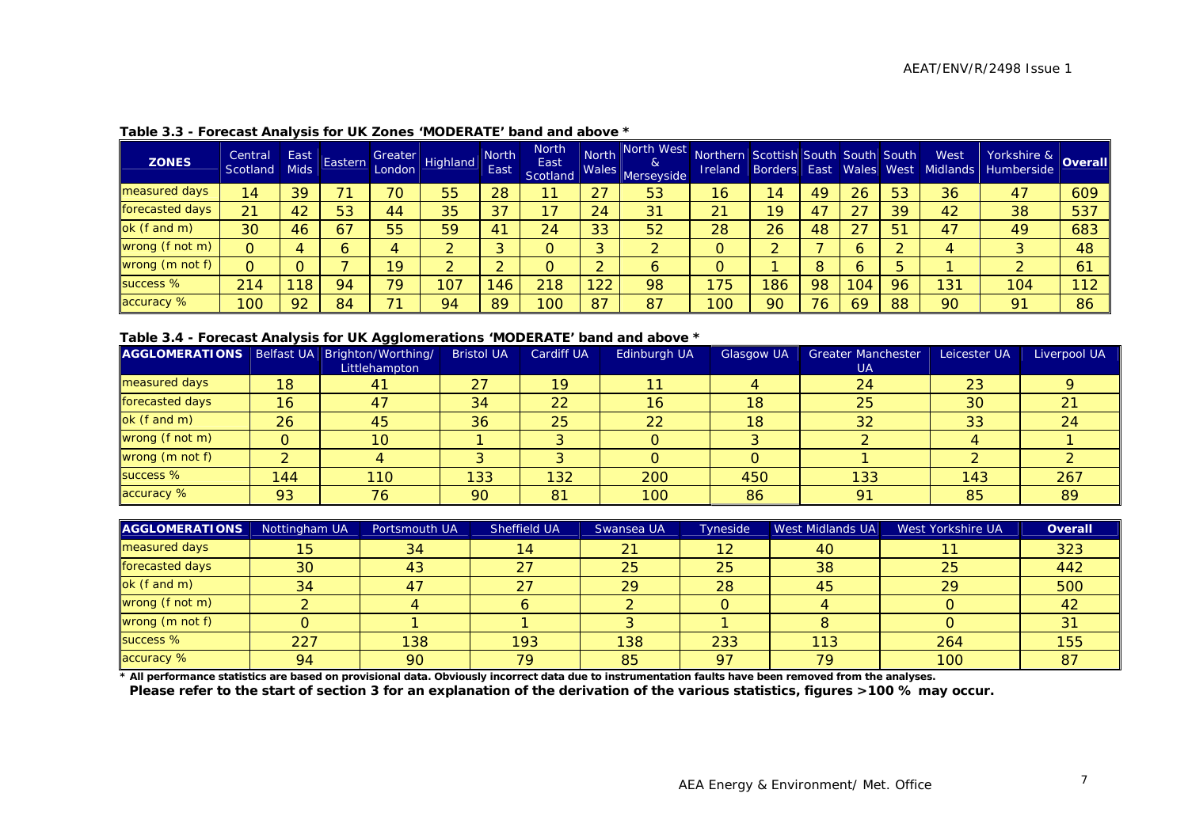**Table 3.3 - Forecast Analysis for UK Zones 'MODERATE' band and above ***

| ZONES | Central Scotland | East Mids | Eastern | Greater London | Highland | North East | North East Scotland | North Wales | North West & Merseyside | Northern Ireland | Scottish Borders | South East | South Wales | South West | West Midlands | Yorkshire & Humberside | Overall |
|---|---|---|---|---|---|---|---|---|---|---|---|---|---|---|---|---|---|
| measured days | 14 | 39 | 71 | 70 | 55 | 28 | 11 | 27 | 53 | 16 | 14 | 49 | 26 | 53 | 36 | 47 | 609 |
| forecasted days | 21 | 42 | 53 | 44 | 35 | 37 | 17 | 24 | 31 | 21 | 19 | 47 | 27 | 39 | 42 | 38 | 537 |
| ok (f and m) | 30 | 46 | 67 | 55 | 59 | 41 | 24 | 33 | 52 | 28 | 26 | 48 | 27 | 51 | 47 | 49 | 683 |
| wrong (f not m) | 0 | 4 | 6 | 4 | 2 | 3 | 0 | 3 | 2 | 0 | 2 | 7 | 6 | 2 | 4 | 3 | 48 |
| wrong (m not f) | 0 | 0 | 7 | 19 | 2 | 2 | 0 | 2 | 6 | 0 | 1 | 8 | 6 | 5 | 1 | 2 | 61 |
| success % | 214 | 118 | 94 | 79 | 107 | 146 | 218 | 122 | 98 | 175 | 186 | 98 | 104 | 96 | 131 | 104 | 112 |
| accuracy % | 100 | 92 | 84 | 71 | 94 | 89 | 100 | 87 | 87 | 100 | 90 | 76 | 69 | 88 | 90 | 91 | 86 |

**Table 3.4 - Forecast Analysis for UK Agglomerations 'MODERATE' band and above ***

| AGGLOMERATIONS | Belfast UA | Brighton/Worthing/ Littlehampton | Bristol UA | Cardiff UA | Edinburgh UA | Glasgow UA | Greater Manchester UA | Leicester UA | Liverpool UA |
|---|---|---|---|---|---|---|---|---|---|
| measured days | 18 | 41 | 27 | 19 | 11 | 4 | 24 | 23 | 9 |
| forecasted days | 16 | 47 | 34 | 22 | 16 | 18 | 25 | 30 | 21 |
| ok (f and m) | 26 | 45 | 36 | 25 | 22 | 18 | 32 | 33 | 24 |
| wrong (f not m) | 0 | 10 | 1 | 3 | 0 | 3 | 2 | 4 | 1 |
| wrong (m not f) | 2 | 4 | 3 | 3 | 0 | 0 | 1 | 2 | 2 |
| success % | 144 | 110 | 133 | 132 | 200 | 450 | 133 | 143 | 267 |
| accuracy % | 93 | 76 | 90 | 81 | 100 | 86 | 91 | 85 | 89 |

| AGGLOMERATIONS | Nottingham UA | Portsmouth UA | Sheffield UA | Swansea UA | Tyneside | West Midlands UA | West Yorkshire UA | Overall |
|---|---|---|---|---|---|---|---|---|
| measured days | 15 | 34 | 14 | 21 | 12 | 40 | 11 | 323 |
| forecasted days | 30 | 43 | 27 | 25 | 25 | 38 | 25 | 442 |
| ok (f and m) | 34 | 47 | 27 | 29 | 28 | 45 | 29 | 500 |
| wrong (f not m) | 2 | 4 | 6 | 2 | 0 | 4 | 0 | 42 |
| wrong (m not f) | 0 | 1 | 1 | 3 | 1 | 8 | 0 | 31 |
| success % | 227 | 138 | 193 | 138 | 233 | 113 | 264 | 155 |
| accuracy % | 94 | 90 | 79 | 85 | 97 | 79 | 100 | 87 |

**\* All performance statistics are based on provisional data. Obviously incorrect data due to instrumentation faults have been removed from the analyses.**
**Please refer to the start of section 3 for an explanation of the derivation of the various statistics, figures >100 % may occur.**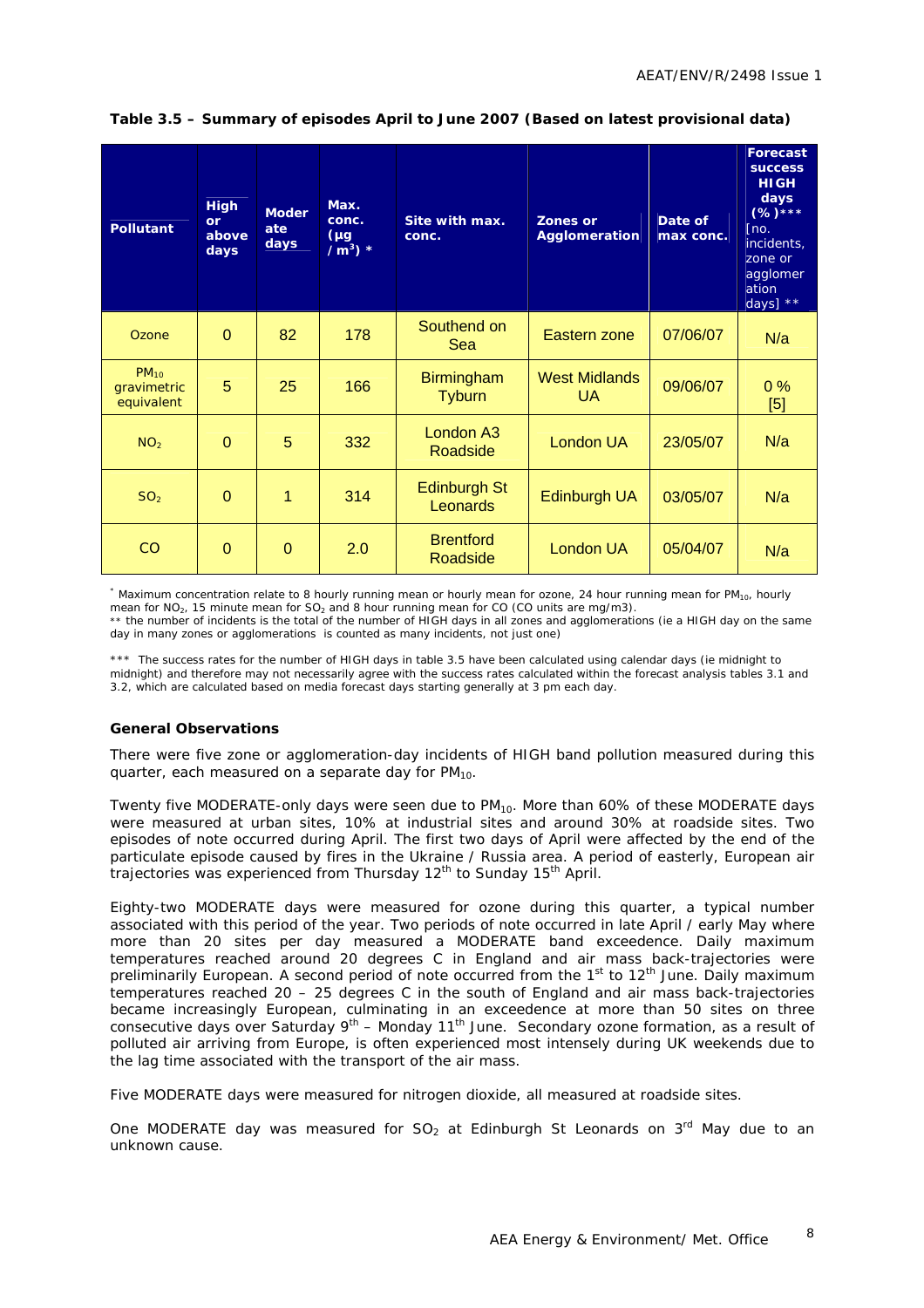**Table 3.5 – Summary of episodes April to June 2007 (Based on latest provisional data)**

| Pollutant | High or above days | Moderate days | Max. conc. (µg / $m^3$) * | Site with max. conc. | Zones or Agglomeration | Date of max conc. | Forecast success HIGH days (%)*** [no. incidents, zone or agglomeration days] ** |
|---|---|---|---|---|---|---|---|
| Ozone | 0 | 82 | 178 | Southend on Sea | Eastern zone | 07/06/07 | N/a |
| $PM_{10}$ gravimetric equivalent | 5 | 25 | 166 | Birmingham Tyburn | West Midlands UA | 09/06/07 | 0 % [5] |
| $NO_2$ | 0 | 5 | 332 | London A3 Roadside | London UA | 23/05/07 | N/a |
| $SO_2$ | 0 | 1 | 314 | Edinburgh St Leonards | Edinburgh UA | 03/05/07 | N/a |
| CO | 0 | 0 | 2.0 | Brentford Roadside | London UA | 05/04/07 | N/a |

* Maximum concentration relate to 8 hourly running mean or hourly mean for ozone, 24 hour running mean for $PM_{10}$, hourly mean for $NO_2$, 15 minute mean for $SO_2$ and 8 hour running mean for CO (CO units are mg/m3).
** the number of incidents is the total of the number of HIGH days in all zones and agglomerations (ie a HIGH day on the same day in many zones or agglomerations is counted as many incidents, not just one)

*** The success rates for the number of HIGH days in table 3.5 have been calculated using calendar days (ie midnight to midnight) and therefore may not necessarily agree with the success rates calculated within the forecast analysis tables 3.1 and 3.2, which are calculated based on media forecast days starting generally at 3 pm each day.

**General Observations**

There were five zone or agglomeration-day incidents of HIGH band pollution measured during this quarter, each measured on a separate day for $PM_{10}$.

Twenty five MODERATE-only days were seen due to $PM_{10}$. More than 60% of these MODERATE days were measured at urban sites, 10% at industrial sites and around 30% at roadside sites. Two episodes of note occurred during April. The first two days of April were affected by the end of the particulate episode caused by fires in the Ukraine / Russia area. A period of easterly, European air trajectories was experienced from Thursday 12th to Sunday 15th April.

Eighty-two MODERATE days were measured for ozone during this quarter, a typical number associated with this period of the year. Two periods of note occurred in late April / early May where more than 20 sites per day measured a MODERATE band exceedence. Daily maximum temperatures reached around 20 degrees C in England and air mass back-trajectories were preliminarily European. A second period of note occurred from the 1st to 12th June. Daily maximum temperatures reached 20 – 25 degrees C in the south of England and air mass back-trajectories became increasingly European, culminating in an exceedence at more than 50 sites on three consecutive days over Saturday 9th – Monday 11th June. Secondary ozone formation, as a result of polluted air arriving from Europe, is often experienced most intensely during UK weekends due to the lag time associated with the transport of the air mass.

Five MODERATE days were measured for nitrogen dioxide, all measured at roadside sites.

One MODERATE day was measured for $SO_2$ at Edinburgh St Leonards on 3rd May due to an unknown cause.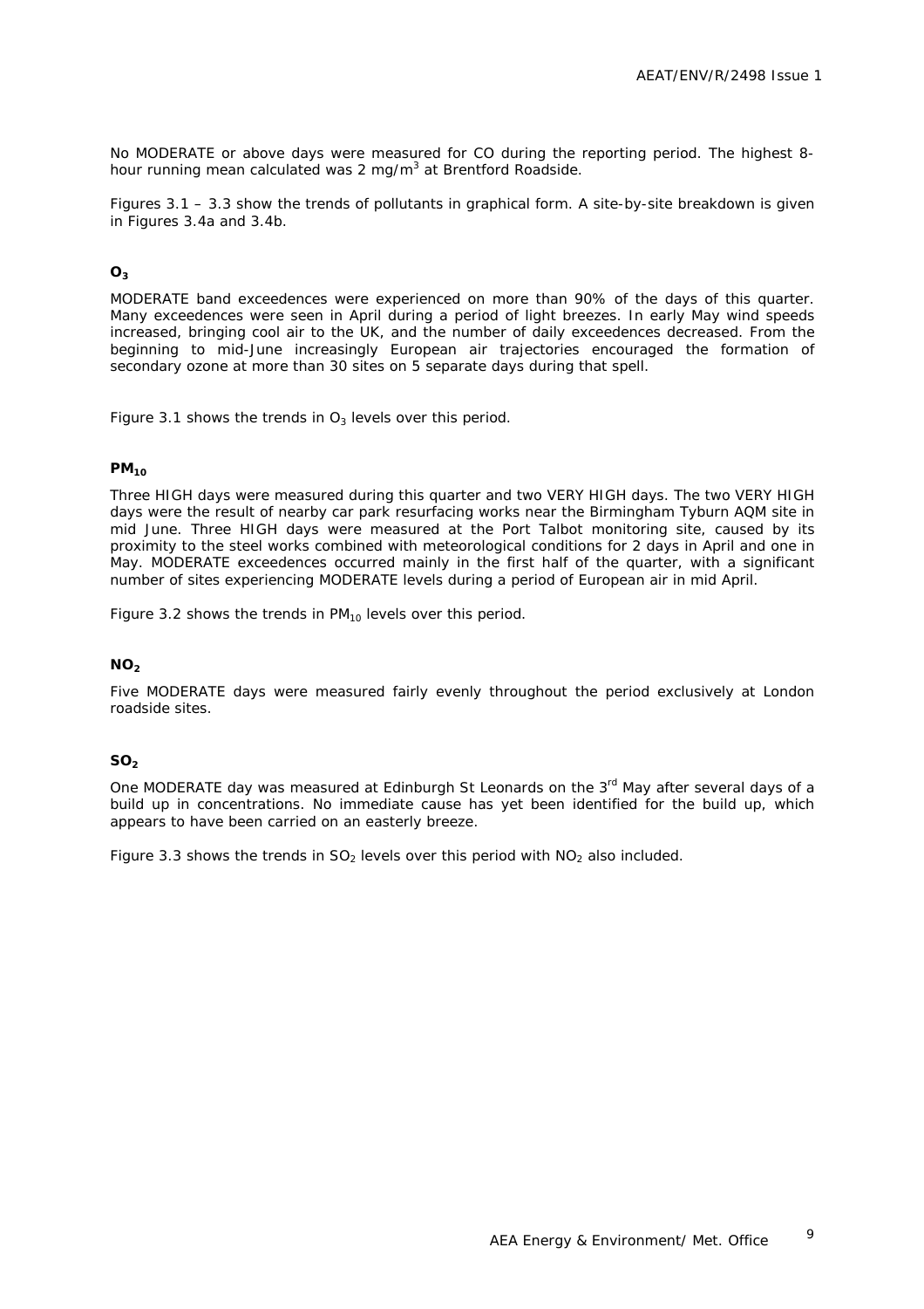No MODERATE or above days were measured for CO during the reporting period. The highest 8-hour running mean calculated was 2 mg/m$^3$ at Brentford Roadside.

Figures 3.1 – 3.3 show the trends of pollutants in graphical form. A site-by-site breakdown is given in Figures 3.4a and 3.4b.

### $O_3$

MODERATE band exceedences were experienced on more than 90% of the days of this quarter. Many exceedences were seen in April during a period of light breezes. In early May wind speeds increased, bringing cool air to the UK, and the number of daily exceedences decreased. From the beginning to mid-June increasingly European air trajectories encouraged the formation of secondary ozone at more than 30 sites on 5 separate days during that spell.

Figure 3.1 shows the trends in $O_3$ levels over this period.

### $PM_{10}$

Three HIGH days were measured during this quarter and two VERY HIGH days. The two VERY HIGH days were the result of nearby car park resurfacing works near the Birmingham Tyburn AQM site in mid June. Three HIGH days were measured at the Port Talbot monitoring site, caused by its proximity to the steel works combined with meteorological conditions for 2 days in April and one in May. MODERATE exceedences occurred mainly in the first half of the quarter, with a significant number of sites experiencing MODERATE levels during a period of European air in mid April.

Figure 3.2 shows the trends in $PM_{10}$ levels over this period.

### $NO_2$

Five MODERATE days were measured fairly evenly throughout the period exclusively at London roadside sites.

### $SO_2$

One MODERATE day was measured at Edinburgh St Leonards on the 3rd May after several days of a build up in concentrations. No immediate cause has yet been identified for the build up, which appears to have been carried on an easterly breeze.

Figure 3.3 shows the trends in $SO_2$ levels over this period with $NO_2$ also included.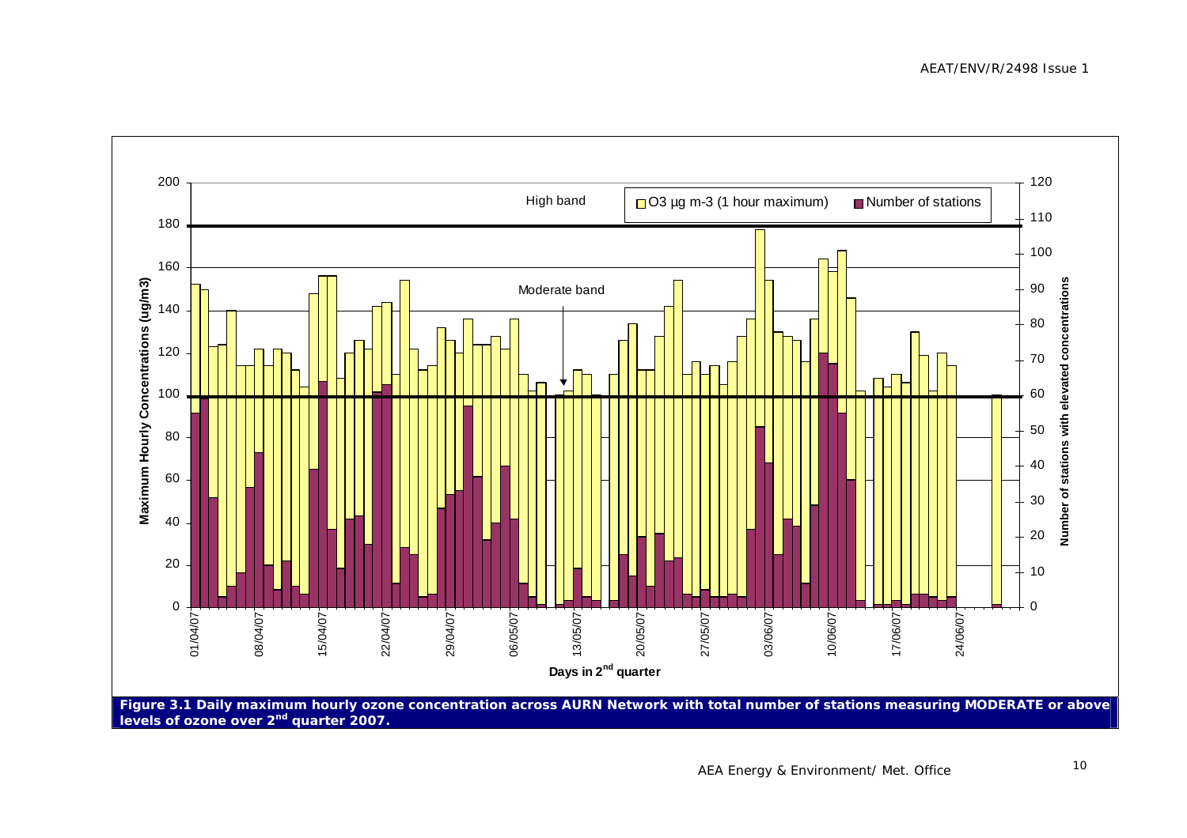Figure 3.1 Daily maximum hourly ozone concentration across AURN Network with total number of stations measuring MODERATE or above levels of ozone over 2nd quarter 2007.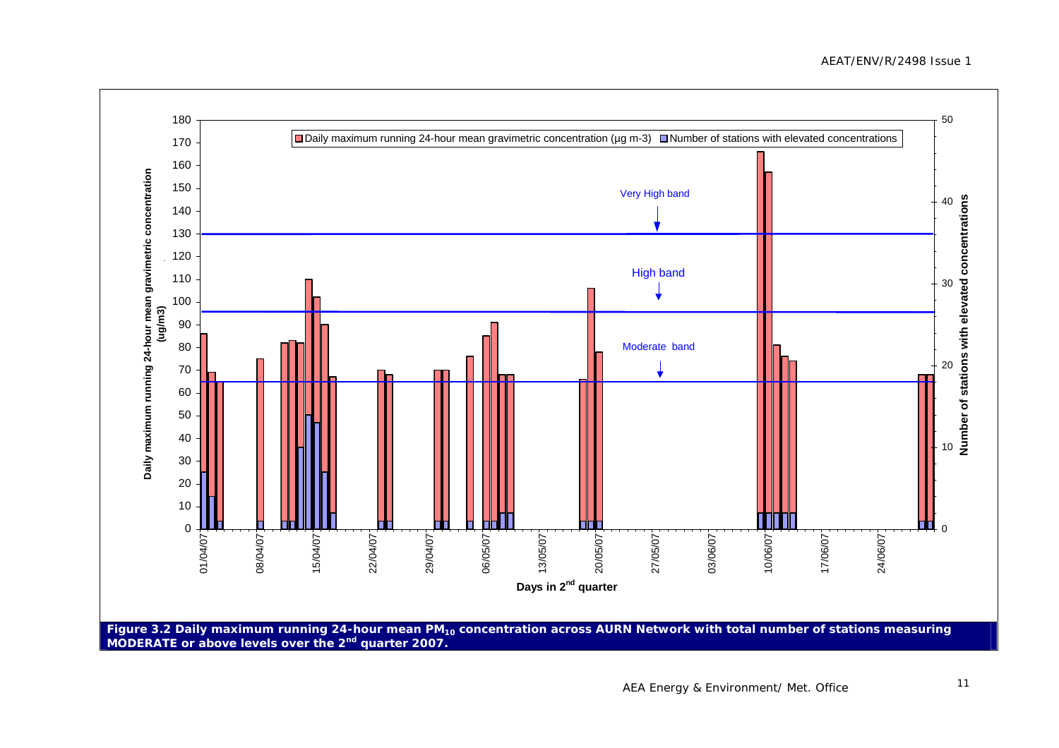**Figure 3.2 Daily maximum running 24-hour mean $PM_{10}$ concentration across AURN Network with total number of stations measuring MODERATE or above levels over the 2nd quarter 2007.**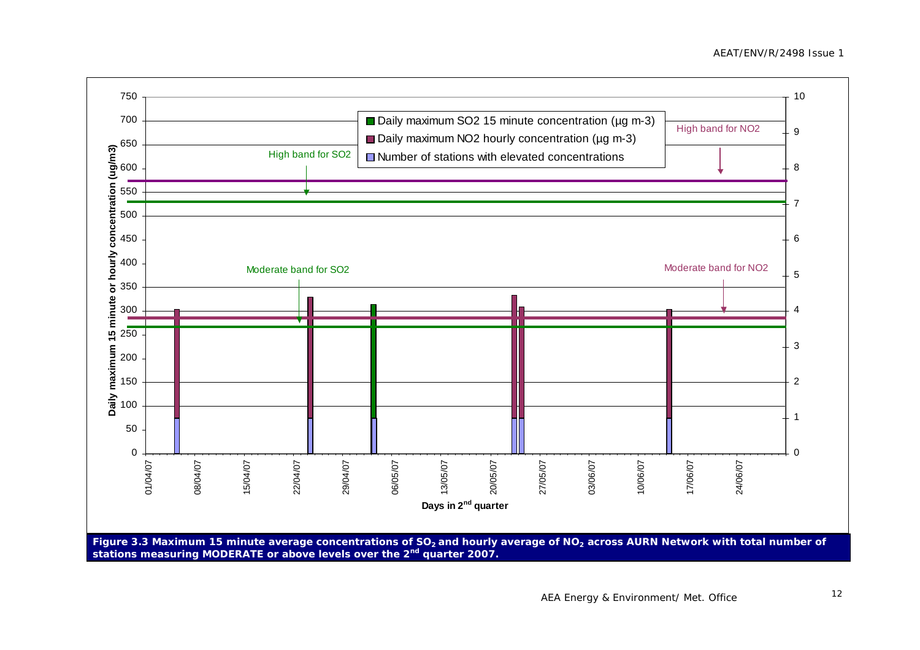**Figure 3.3 Maximum 15 minute average concentrations of $SO_2$ and hourly average of $NO_2$ across AURN Network with total number of stations measuring MODERATE or above levels over the 2nd quarter 2007.**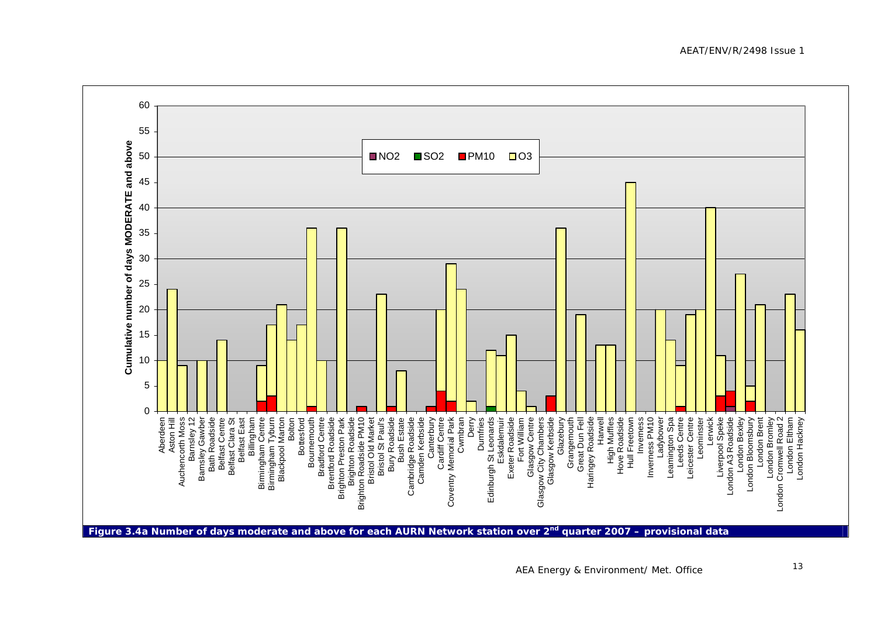**Figure 3.4a Number of days moderate and above for each AURN Network station over 2[nd] quarter 2007 – provisional data**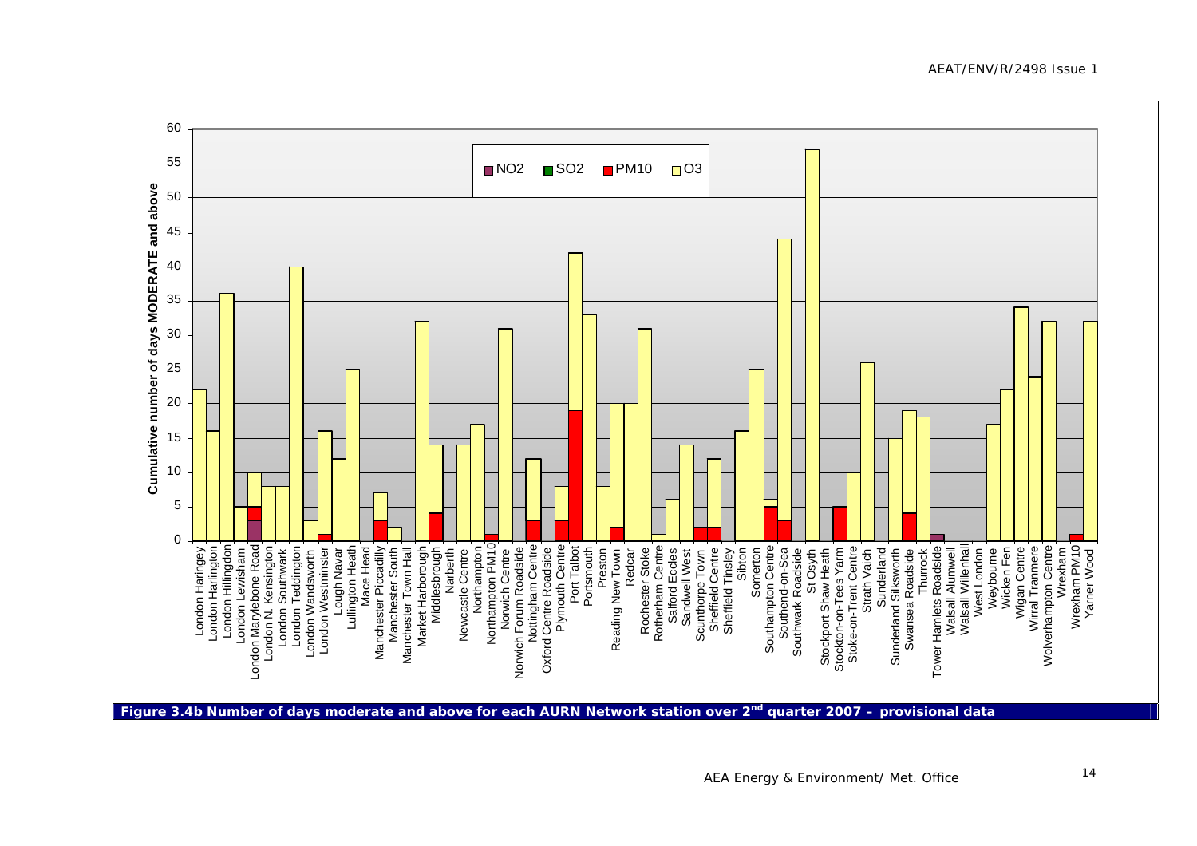Figure 3.4b Number of days moderate and above for each AURN Network station over 2nd quarter 2007 – provisional data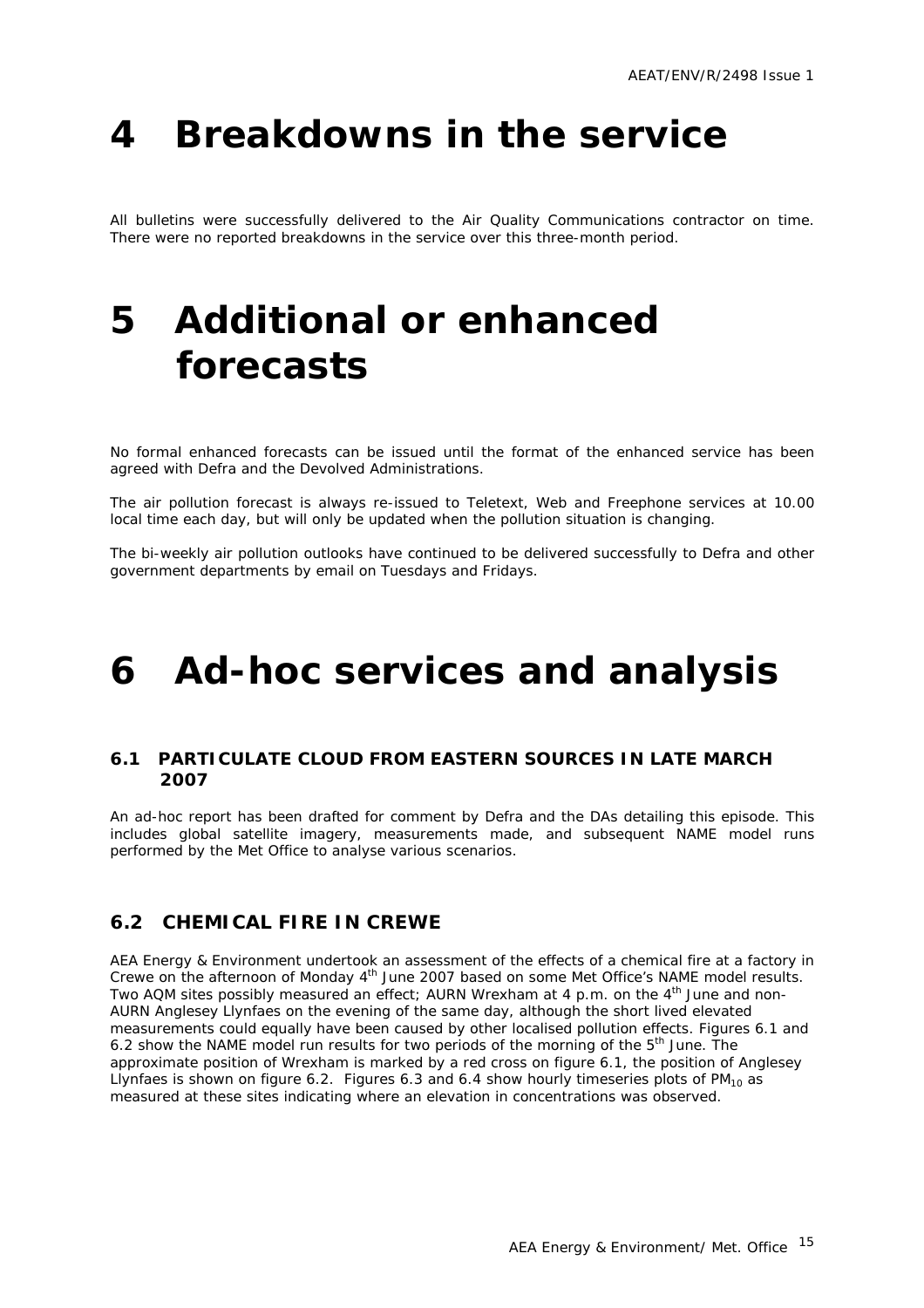# 4 Breakdowns in the service

All bulletins were successfully delivered to the Air Quality Communications contractor on time. There were no reported breakdowns in the service over this three-month period.

# 5 Additional or enhanced forecasts

No formal enhanced forecasts can be issued until the format of the enhanced service has been agreed with Defra and the Devolved Administrations.

The air pollution forecast is always re-issued to Teletext, Web and Freephone services at 10.00 local time each day, but will only be updated when the pollution situation is changing.

The bi-weekly air pollution outlooks have continued to be delivered successfully to Defra and other government departments by email on Tuesdays and Fridays.

# 6 Ad-hoc services and analysis

## 6.1 PARTICULATE CLOUD FROM EASTERN SOURCES IN LATE MARCH 2007

An ad-hoc report has been drafted for comment by Defra and the DAs detailing this episode. This includes global satellite imagery, measurements made, and subsequent NAME model runs performed by the Met Office to analyse various scenarios.

## 6.2 CHEMICAL FIRE IN CREWE

AEA Energy & Environment undertook an assessment of the effects of a chemical fire at a factory in Crewe on the afternoon of Monday 4th June 2007 based on some Met Office's NAME model results. Two AQM sites possibly measured an effect; AURN Wrexham at 4 p.m. on the 4th June and non-AURN Anglesey Llynfaes on the evening of the same day, although the short lived elevated measurements could equally have been caused by other localised pollution effects. Figures 6.1 and 6.2 show the NAME model run results for two periods of the morning of the 5th June. The approximate position of Wrexham is marked by a red cross on figure 6.1, the position of Anglesey Llynfaes is shown on figure 6.2. Figures 6.3 and 6.4 show hourly timeseries plots of $PM_{10}$ as measured at these sites indicating where an elevation in concentrations was observed.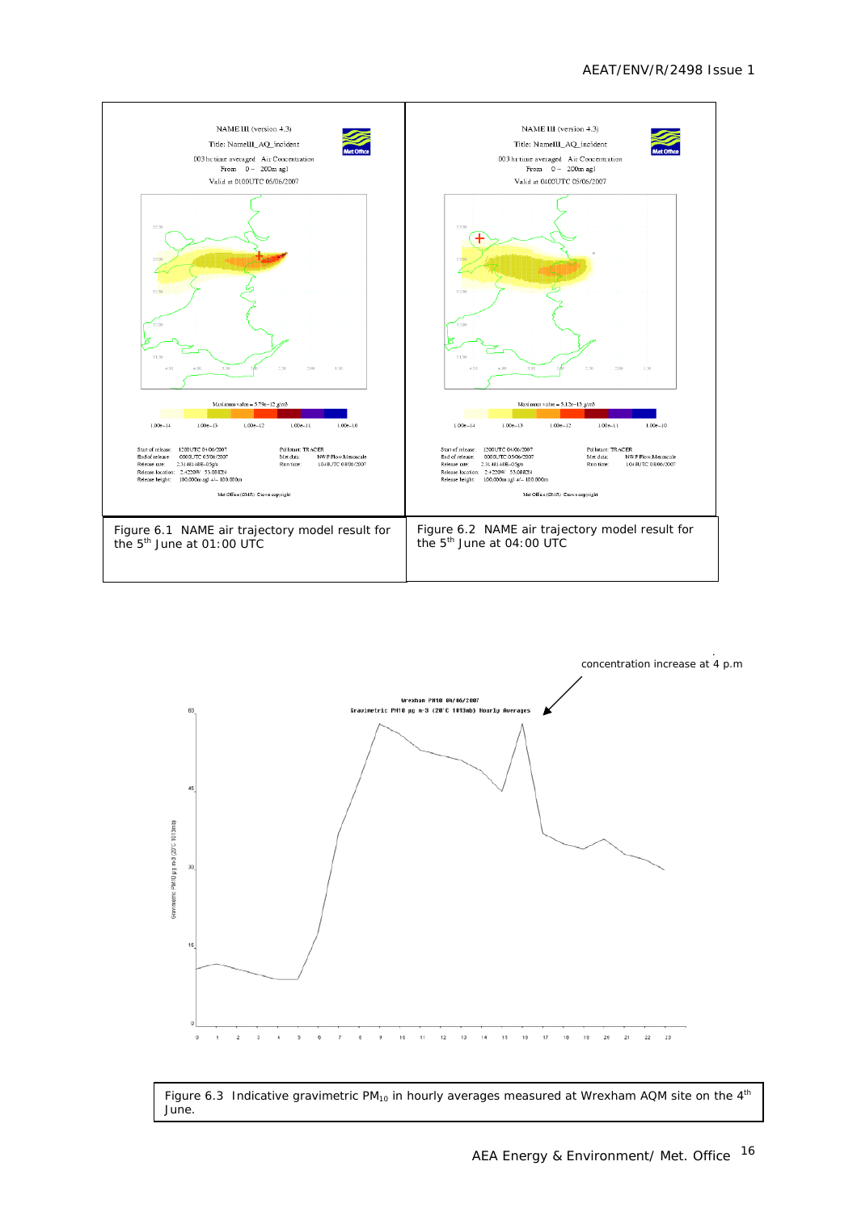Figure 6.1 NAME air trajectory model result for the 5[th] June at 01:00 UTC

Figure 6.2 NAME air trajectory model result for the 5[th] June at 04:00 UTC

concentration increase at 4 p.m

Figure 6.3 Indicative gravimetric $PM_{10}$ in hourly averages measured at Wrexham AQM site on the 4[th] June.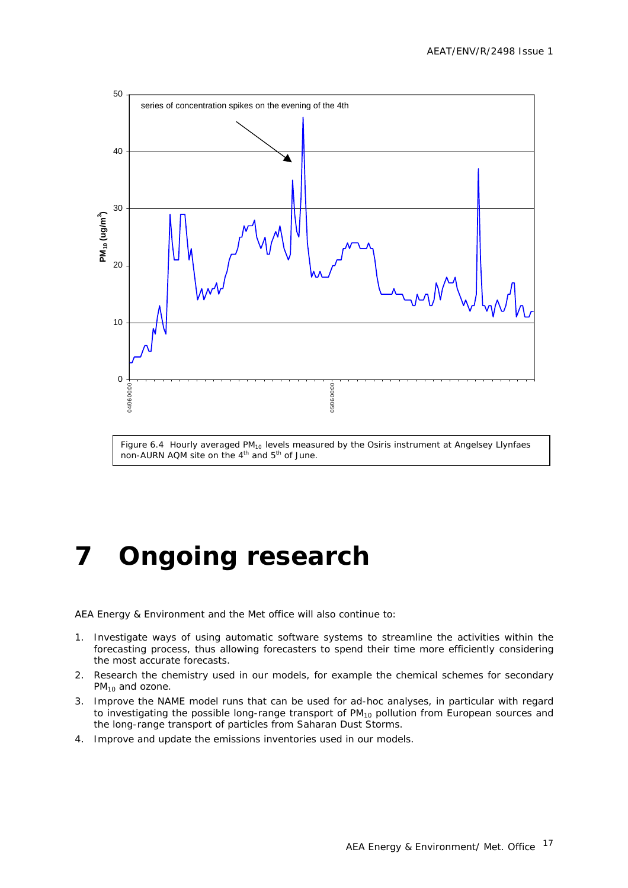Figure 6.4 Hourly averaged $PM_{10}$ levels measured by the Osiris instrument at Angelsey Llynfaes non-AURN AQM site on the 4[th] and 5[th] of June.

# 7 Ongoing research

AEA Energy & Environment and the Met office will also continue to:

1. Investigate ways of using automatic software systems to streamline the activities within the forecasting process, thus allowing forecasters to spend their time more efficiently considering the most accurate forecasts.
2. Research the chemistry used in our models, for example the chemical schemes for secondary $PM_{10}$ and ozone.
3. Improve the NAME model runs that can be used for ad-hoc analyses, in particular with regard to investigating the possible long-range transport of $PM_{10}$ pollution from European sources and the long-range transport of particles from Saharan Dust Storms.
4. Improve and update the emissions inventories used in our models.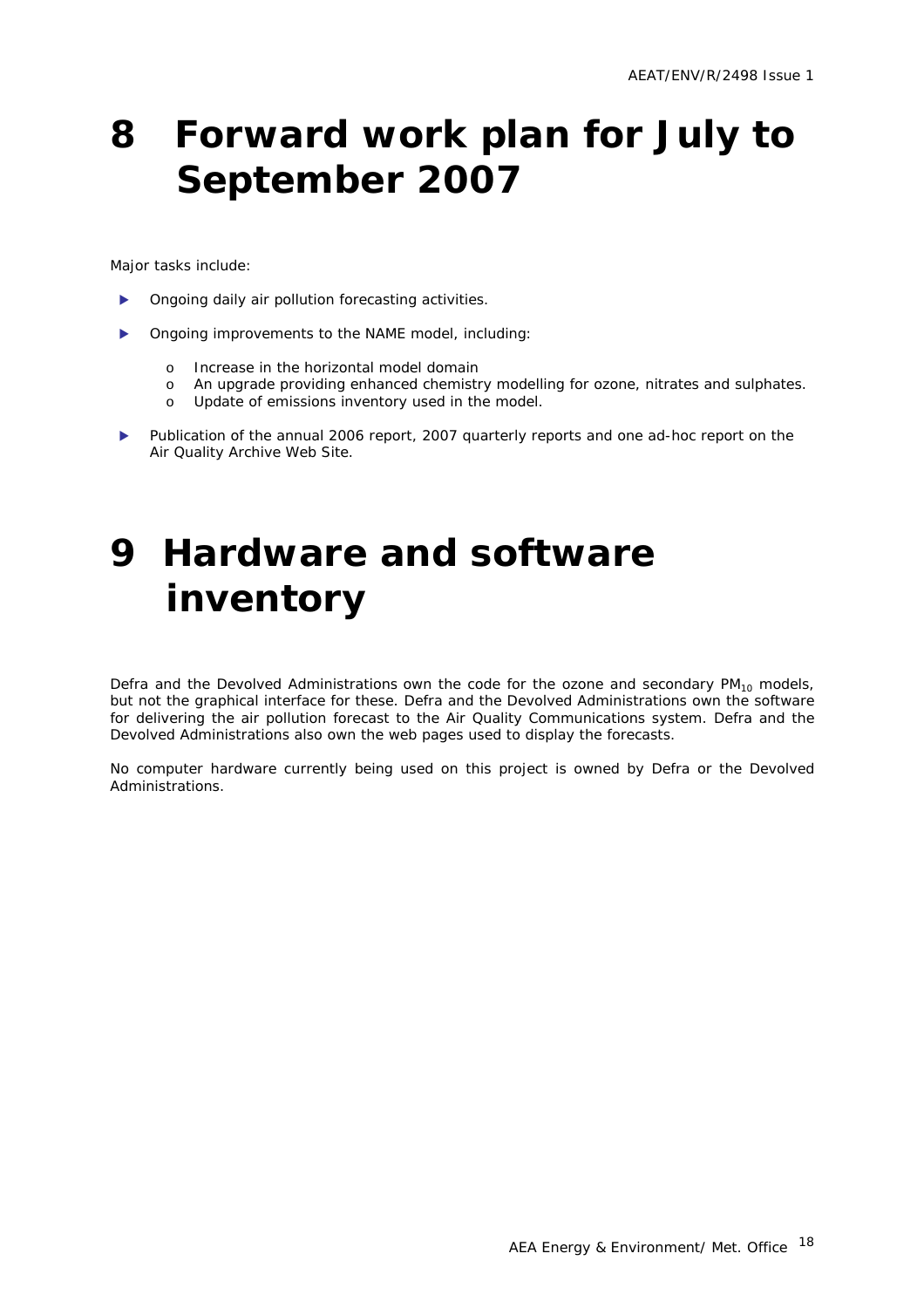# 8 Forward work plan for July to September 2007

Major tasks include:

- Ongoing daily air pollution forecasting activities.
- Ongoing improvements to the NAME model, including:
  - Increase in the horizontal model domain
  - An upgrade providing enhanced chemistry modelling for ozone, nitrates and sulphates.
  - Update of emissions inventory used in the model.
- Publication of the annual 2006 report, 2007 quarterly reports and one ad-hoc report on the Air Quality Archive Web Site.

# 9 Hardware and software inventory

Defra and the Devolved Administrations own the code for the ozone and secondary $PM_{10}$ models, but not the graphical interface for these. Defra and the Devolved Administrations own the software for delivering the air pollution forecast to the Air Quality Communications system. Defra and the Devolved Administrations also own the web pages used to display the forecasts.

No computer hardware currently being used on this project is owned by Defra or the Devolved Administrations.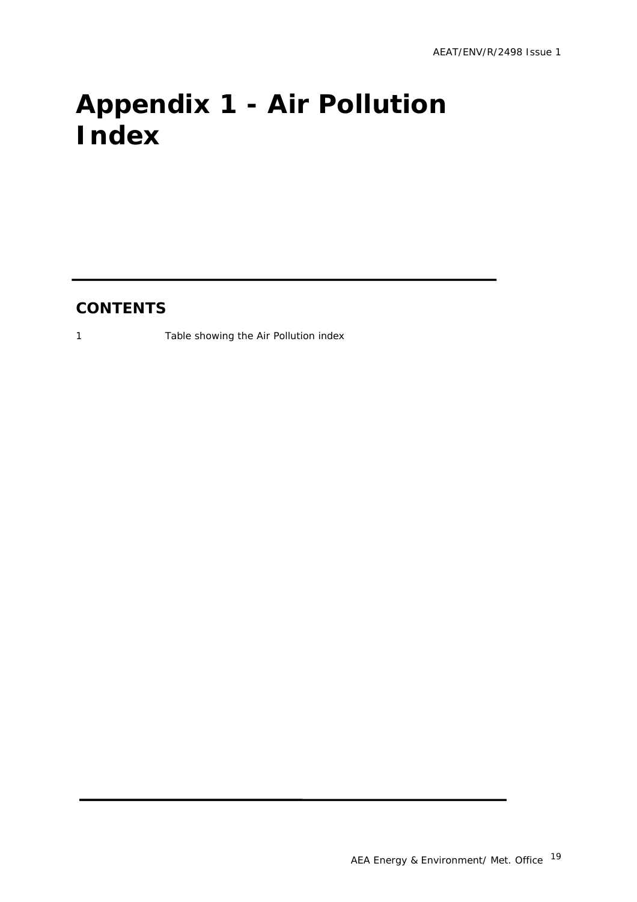# Appendix 1 - Air Pollution Index

## CONTENTS

1 Table showing the Air Pollution index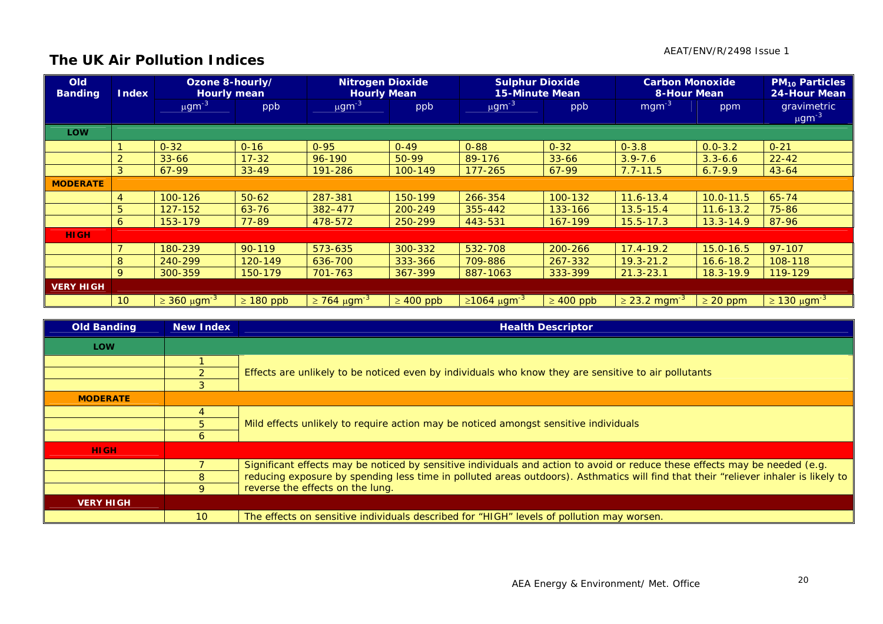## The UK Air Pollution Indices

| Old Banding | Index | Ozone 8-hourly/ Hourly mean | | Nitrogen Dioxide Hourly Mean | | Sulphur Dioxide 15-Minute Mean | | Carbon Monoxide 8-Hour Mean | | $PM_{10}$ Particles 24-Hour Mean |
|---|---|---|---|---|---|---|---|---|---|---|
| | | $\mu gm^{-3}$ | ppb | $\mu gm^{-3}$ | ppb | $\mu gm^{-3}$ | ppb | $mgm^{-3}$ | ppm | gravimetric $\mu gm^{-3}$ |
| **LOW** | | | | | | | | | | |
| | 1 | 0-32 | 0-16 | 0-95 | 0-49 | 0-88 | 0-32 | 0-3.8 | 0.0-3.2 | 0-21 |
| | 2 | 33-66 | 17-32 | 96-190 | 50-99 | 89-176 | 33-66 | 3.9-7.6 | 3.3-6.6 | 22-42 |
| | 3 | 67-99 | 33-49 | 191-286 | 100-149 | 177-265 | 67-99 | 7.7-11.5 | 6.7-9.9 | 43-64 |
| **MODERATE** | | | | | | | | | | |
| | 4 | 100-126 | 50-62 | 287-381 | 150-199 | 266-354 | 100-132 | 11.6-13.4 | 10.0-11.5 | 65-74 |
| | 5 | 127-152 | 63-76 | 382–477 | 200-249 | 355-442 | 133-166 | 13.5-15.4 | 11.6-13.2 | 75-86 |
| | 6 | 153-179 | 77-89 | 478-572 | 250-299 | 443-531 | 167-199 | 15.5-17.3 | 13.3-14.9 | 87-96 |
| **HIGH** | | | | | | | | | | |
| | 7 | 180-239 | 90-119 | 573-635 | 300-332 | 532-708 | 200-266 | 17.4-19.2 | 15.0-16.5 | 97-107 |
| | 8 | 240-299 | 120-149 | 636-700 | 333-366 | 709-886 | 267-332 | 19.3-21.2 | 16.6-18.2 | 108-118 |
| | 9 | 300-359 | 150-179 | 701-763 | 367-399 | 887-1063 | 333-399 | 21.3-23.1 | 18.3-19.9 | 119-129 |
| **VERY HIGH** | | | | | | | | | | |
| | 10 | ≥ 360 $\mu gm^{-3}$ | ≥ 180 ppb | ≥ 764 $\mu gm^{-3}$ | ≥ 400 ppb | ≥1064 $\mu gm^{-3}$ | ≥ 400 ppb | ≥ 23.2 $mgm^{-3}$ | ≥ 20 ppm | ≥ 130 $\mu gm^{-3}$ |

| Old Banding | New Index | Health Descriptor |
|---|---|---|
| **LOW** | | |
| | 1 | Effects are unlikely to be noticed even by individuals who know they are sensitive to air pollutants |
| | 2 | |
| | 3 | |
| **MODERATE** | | |
| | 4 | Mild effects unlikely to require action may be noticed amongst sensitive individuals |
| | 5 | |
| | 6 | |
| **HIGH** | | |
| | 7 | Significant effects may be noticed by sensitive individuals and action to avoid or reduce these effects may be needed (e.g. reducing exposure by spending less time in polluted areas outdoors). Asthmatics will find that their "reliever inhaler is likely to reverse the effects on the lung. |
| | 8 | |
| | 9 | |
| **VERY HIGH** | | |
| | 10 | The effects on sensitive individuals described for "HIGH" levels of pollution may worsen. |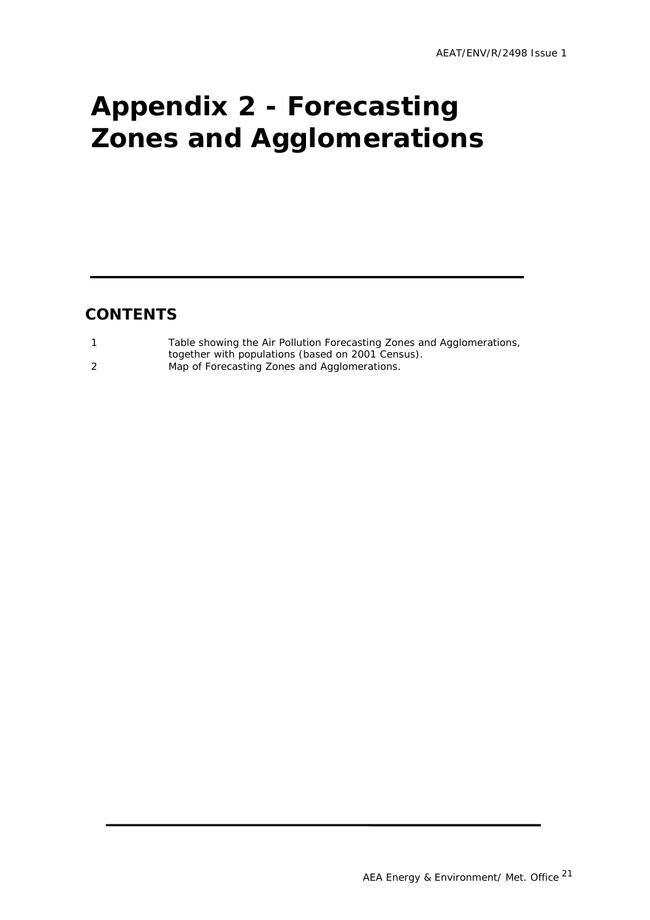# Appendix 2 - Forecasting Zones and Agglomerations

## CONTENTS

| | |
|---|---|
| 1 | Table showing the Air Pollution Forecasting Zones and Agglomerations, together with populations (based on 2001 Census). |
| 2 | Map of Forecasting Zones and Agglomerations. |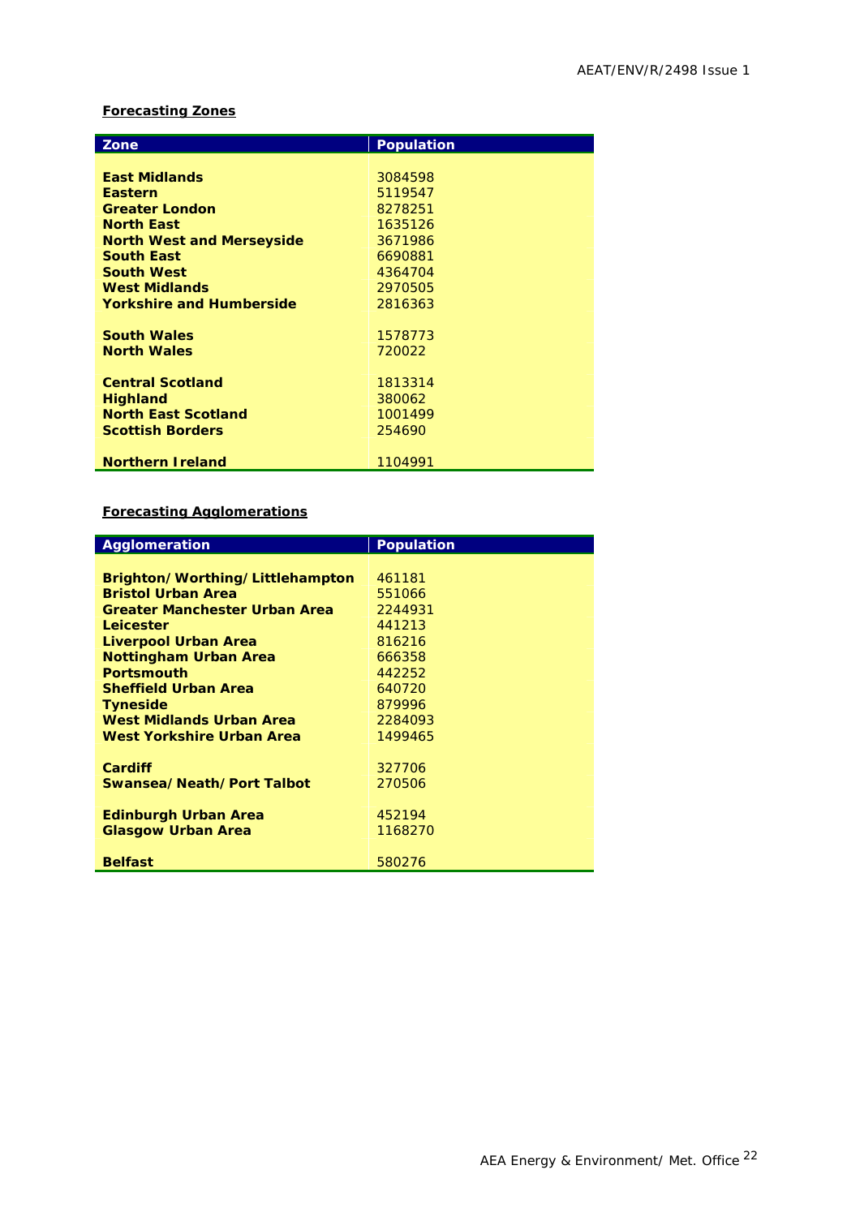**Forecasting Zones**

| Zone | Population |
|---|---|
| **East Midlands** | 3084598 |
| **Eastern** | 5119547 |
| **Greater London** | 8278251 |
| **North East** | 1635126 |
| **North West and Merseyside** | 3671986 |
| **South East** | 6690881 |
| **South West** | 4364704 |
| **West Midlands** | 2970505 |
| **Yorkshire and Humberside** | 2816363 |
| **South Wales** | 1578773 |
| **North Wales** | 720022 |
| **Central Scotland** | 1813314 |
| **Highland** | 380062 |
| **North East Scotland** | 1001499 |
| **Scottish Borders** | 254690 |
| **Northern Ireland** | 1104991 |

**Forecasting Agglomerations**

| Agglomeration | Population |
|---|---|
| **Brighton/Worthing/Littlehampton** | 461181 |
| **Bristol Urban Area** | 551066 |
| **Greater Manchester Urban Area** | 2244931 |
| **Leicester** | 441213 |
| **Liverpool Urban Area** | 816216 |
| **Nottingham Urban Area** | 666358 |
| **Portsmouth** | 442252 |
| **Sheffield Urban Area** | 640720 |
| **Tyneside** | 879996 |
| **West Midlands Urban Area** | 2284093 |
| **West Yorkshire Urban Area** | 1499465 |
| **Cardiff** | 327706 |
| **Swansea/Neath/Port Talbot** | 270506 |
| **Edinburgh Urban Area** | 452194 |
| **Glasgow Urban Area** | 1168270 |
| **Belfast** | 580276 |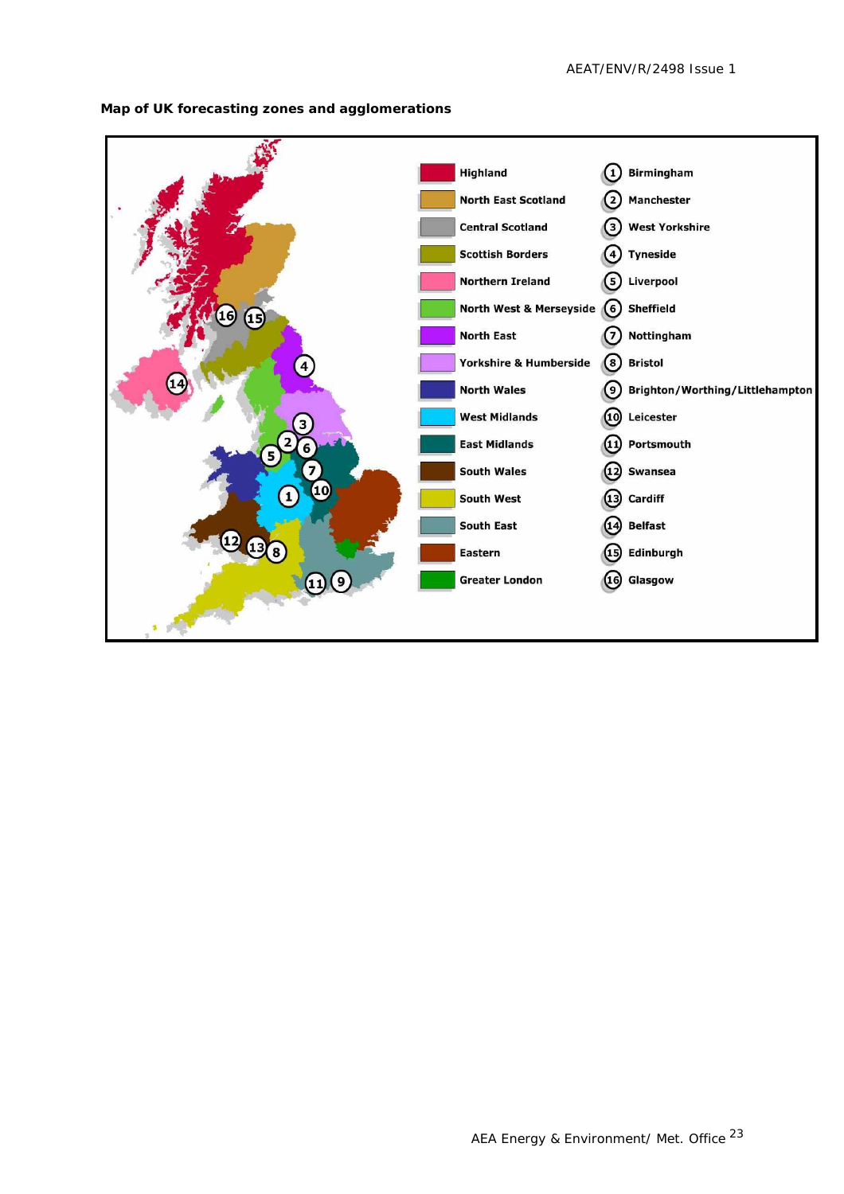**Map of UK forecasting zones and agglomerations**

| Zone | Agglomeration |
|---|---|
| Highland | 1 Birmingham |
| North East Scotland | 2 Manchester |
| Central Scotland | 3 West Yorkshire |
| Scottish Borders | 4 Tyneside |
| Northern Ireland | 5 Liverpool |
| North West & Merseyside | 6 Sheffield |
| North East | 7 Nottingham |
| Yorkshire & Humberside | 8 Bristol |
| North Wales | 9 Brighton/Worthing/Littlehampton |
| West Midlands | 10 Leicester |
| East Midlands | 11 Portsmouth |
| South Wales | 12 Swansea |
| South West | 13 Cardiff |
| South East | 14 Belfast |
| Eastern | 15 Edinburgh |
| Greater London | 16 Glasgow |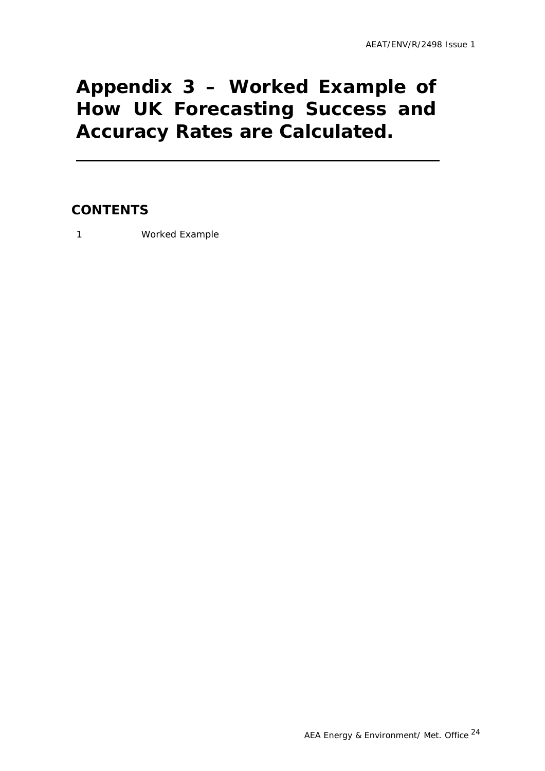# Appendix 3 – Worked Example of How UK Forecasting Success and Accuracy Rates are Calculated.

## CONTENTS

1 Worked Example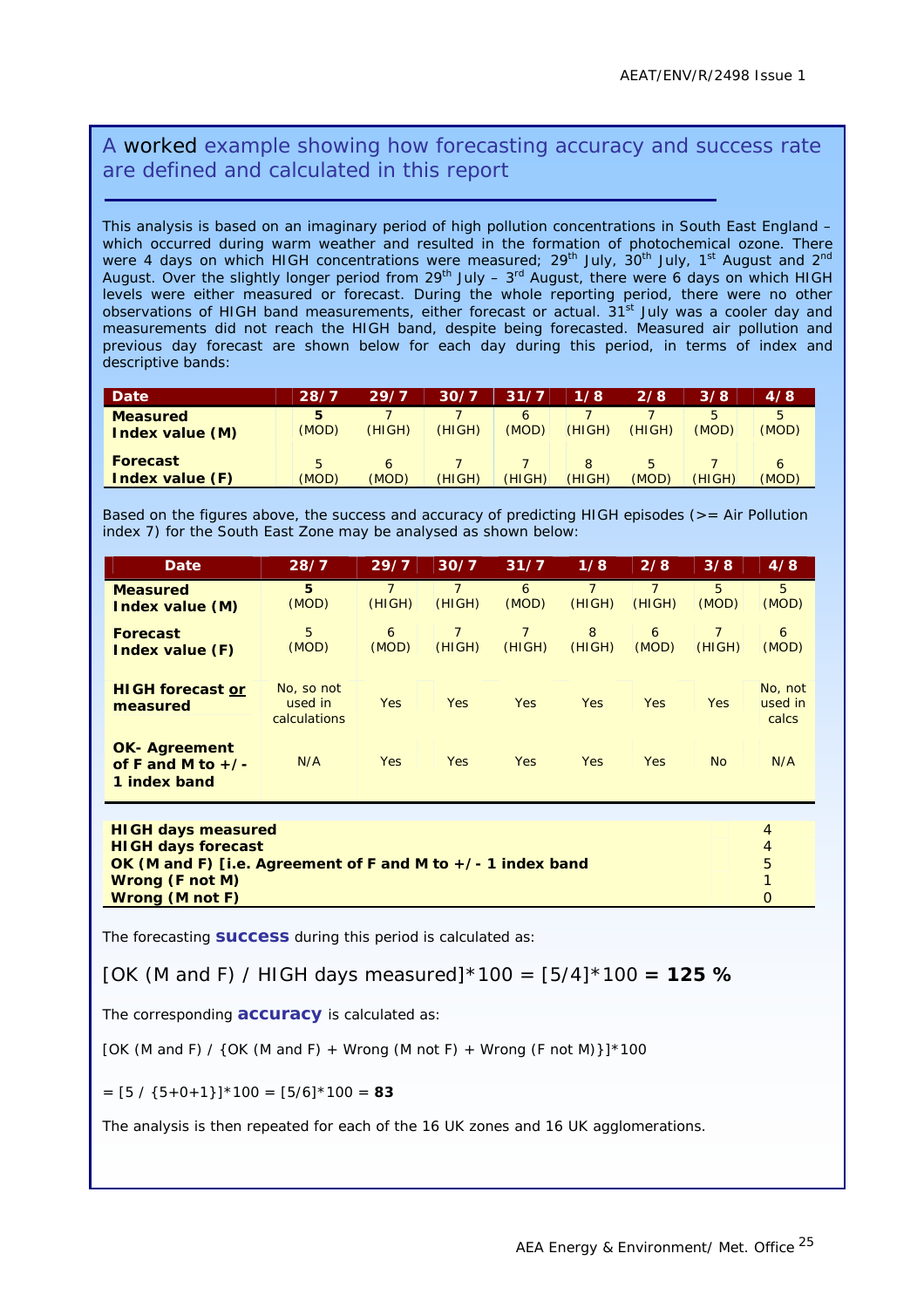## A worked example showing how forecasting accuracy and success rate are defined and calculated in this report

This analysis is based on an imaginary period of high pollution concentrations in South East England – which occurred during warm weather and resulted in the formation of photochemical ozone. There were 4 days on which HIGH concentrations were measured; 29th July, 30th July, 1st August and 2nd August. Over the slightly longer period from 29th July – 3rd August, there were 6 days on which HIGH levels were either measured or forecast. During the whole reporting period, there were no other observations of HIGH band measurements, either forecast or actual. 31st July was a cooler day and measurements did not reach the HIGH band, despite being forecasted. Measured air pollution and previous day forecast are shown below for each day during this period, in terms of index and descriptive bands:

| Date | 28/7 | 29/7 | 30/7 | 31/7 | 1/8 | 2/8 | 3/8 | 4/8 |
|---|---|---|---|---|---|---|---|---|
| **Measured Index value (M)** | **5** (MOD) | 7 (HIGH) | 7 (HIGH) | 6 (MOD) | 7 (HIGH) | 7 (HIGH) | 5 (MOD) | 5 (MOD) |
| **Forecast Index value (F)** | 5 (MOD) | 6 (MOD) | 7 (HIGH) | 7 (HIGH) | 8 (HIGH) | 5 (MOD) | 7 (HIGH) | 6 (MOD) |

Based on the figures above, the success and accuracy of predicting HIGH episodes (>= Air Pollution index 7) for the South East Zone may be analysed as shown below:

| Date | 28/7 | 29/7 | 30/7 | 31/7 | 1/8 | 2/8 | 3/8 | 4/8 |
|---|---|---|---|---|---|---|---|---|
| **Measured Index value (M)** | **5** (MOD) | 7 (HIGH) | 7 (HIGH) | 6 (MOD) | 7 (HIGH) | 7 (HIGH) | 5 (MOD) | 5 (MOD) |
| **Forecast Index value (F)** | 5 (MOD) | 6 (MOD) | 7 (HIGH) | 7 (HIGH) | 8 (HIGH) | 6 (MOD) | 7 (HIGH) | 6 (MOD) |
| **HIGH forecast <u>or</u> measured** | No, so not used in calculations | Yes | Yes | Yes | Yes | Yes | Yes | No, not used in calcs |
| **OK- Agreement of F and M to +/- 1 index band** | N/A | Yes | Yes | Yes | Yes | Yes | No | N/A |

| | |
|---|---|
| **HIGH days measured** | 4 |
| **HIGH days forecast** | 4 |
| **OK (M and F) [i.e. Agreement of F and M to +/- 1 index band** | 5 |
| **Wrong (F not M)** | 1 |
| **Wrong (M not F)** | 0 |

The forecasting **success** during this period is calculated as:

[OK (M and F) / HIGH days measured]*100 = [5/4]*100 **= 125 %**

The corresponding **accuracy** is calculated as:

[OK (M and F) / {OK (M and F) + Wrong (M not F) + Wrong (F not M)}]*100

= [5 / {5+0+1}]*100 = [5/6]*100 = **83**

The analysis is then repeated for each of the 16 UK zones and 16 UK agglomerations.